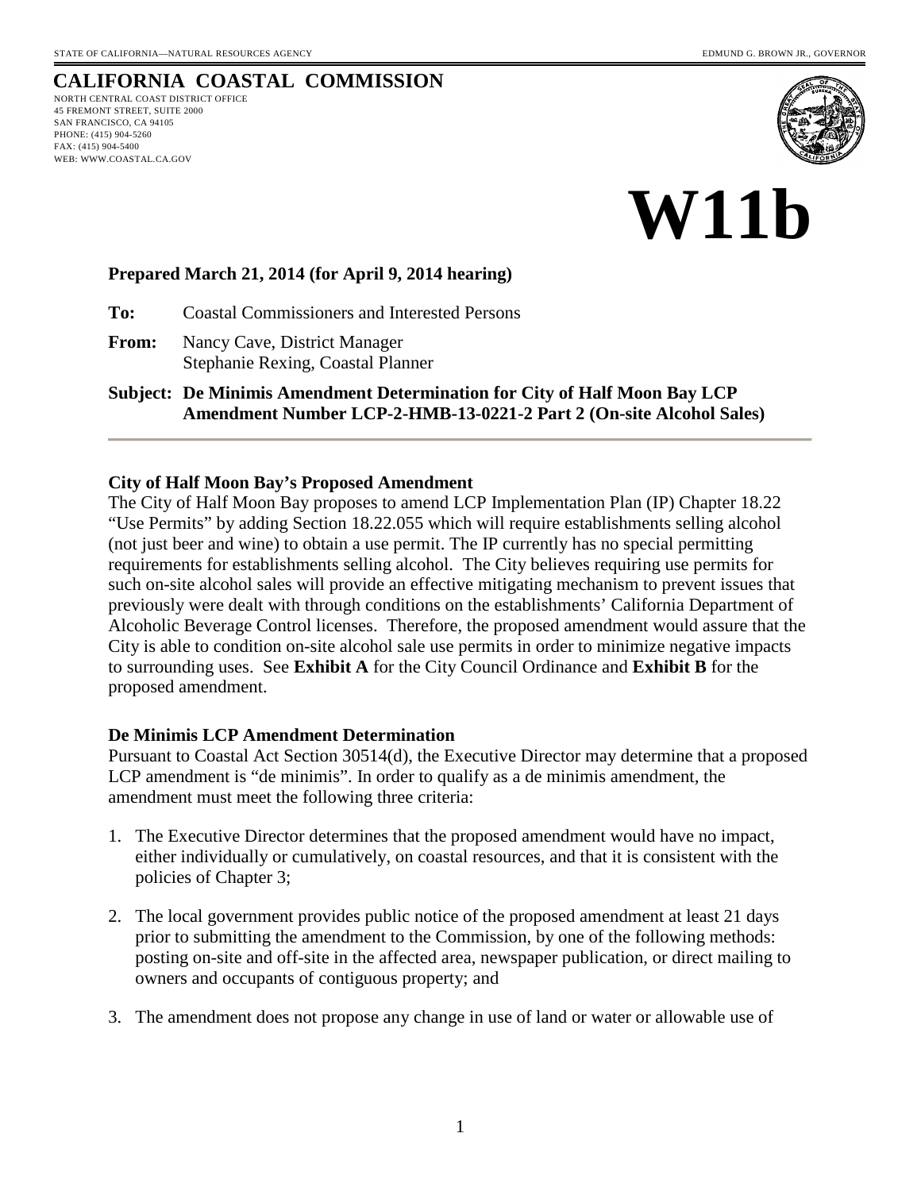STATE OF CALIFORNIA—NATURAL RESOURCES AGENCY EDMUND G. BROWN JR., GOVERNOR

# CALIFORNIA COASTAL COMMISSION

NORTH CENTRAL COAST DISTRICT OFFICE
45 FREMONT STREET, SUITE 2000
SAN FRANCISCO, CA 94105
PHONE: (415) 904-5260
FAX: (415) 904-5400
WEB: WWW.COASTAL.CA.GOV

# W11b

**Prepared March 21, 2014 (for April 9, 2014 hearing)**

**To:** Coastal Commissioners and Interested Persons

**From:** Nancy Cave, District Manager
Stephanie Rexing, Coastal Planner

**Subject: De Minimis Amendment Determination for City of Half Moon Bay LCP Amendment Number LCP-2-HMB-13-0221-2 Part 2 (On-site Alcohol Sales)**

**City of Half Moon Bay's Proposed Amendment**

The City of Half Moon Bay proposes to amend LCP Implementation Plan (IP) Chapter 18.22 "Use Permits" by adding Section 18.22.055 which will require establishments selling alcohol (not just beer and wine) to obtain a use permit. The IP currently has no special permitting requirements for establishments selling alcohol. The City believes requiring use permits for such on-site alcohol sales will provide an effective mitigating mechanism to prevent issues that previously were dealt with through conditions on the establishments' California Department of Alcoholic Beverage Control licenses. Therefore, the proposed amendment would assure that the City is able to condition on-site alcohol sale use permits in order to minimize negative impacts to surrounding uses. See **Exhibit A** for the City Council Ordinance and **Exhibit B** for the proposed amendment.

**De Minimis LCP Amendment Determination**

Pursuant to Coastal Act Section 30514(d), the Executive Director may determine that a proposed LCP amendment is "de minimis". In order to qualify as a de minimis amendment, the amendment must meet the following three criteria:

1. The Executive Director determines that the proposed amendment would have no impact, either individually or cumulatively, on coastal resources, and that it is consistent with the policies of Chapter 3;
2. The local government provides public notice of the proposed amendment at least 21 days prior to submitting the amendment to the Commission, by one of the following methods: posting on-site and off-site in the affected area, newspaper publication, or direct mailing to owners and occupants of contiguous property; and
3. The amendment does not propose any change in use of land or water or allowable use of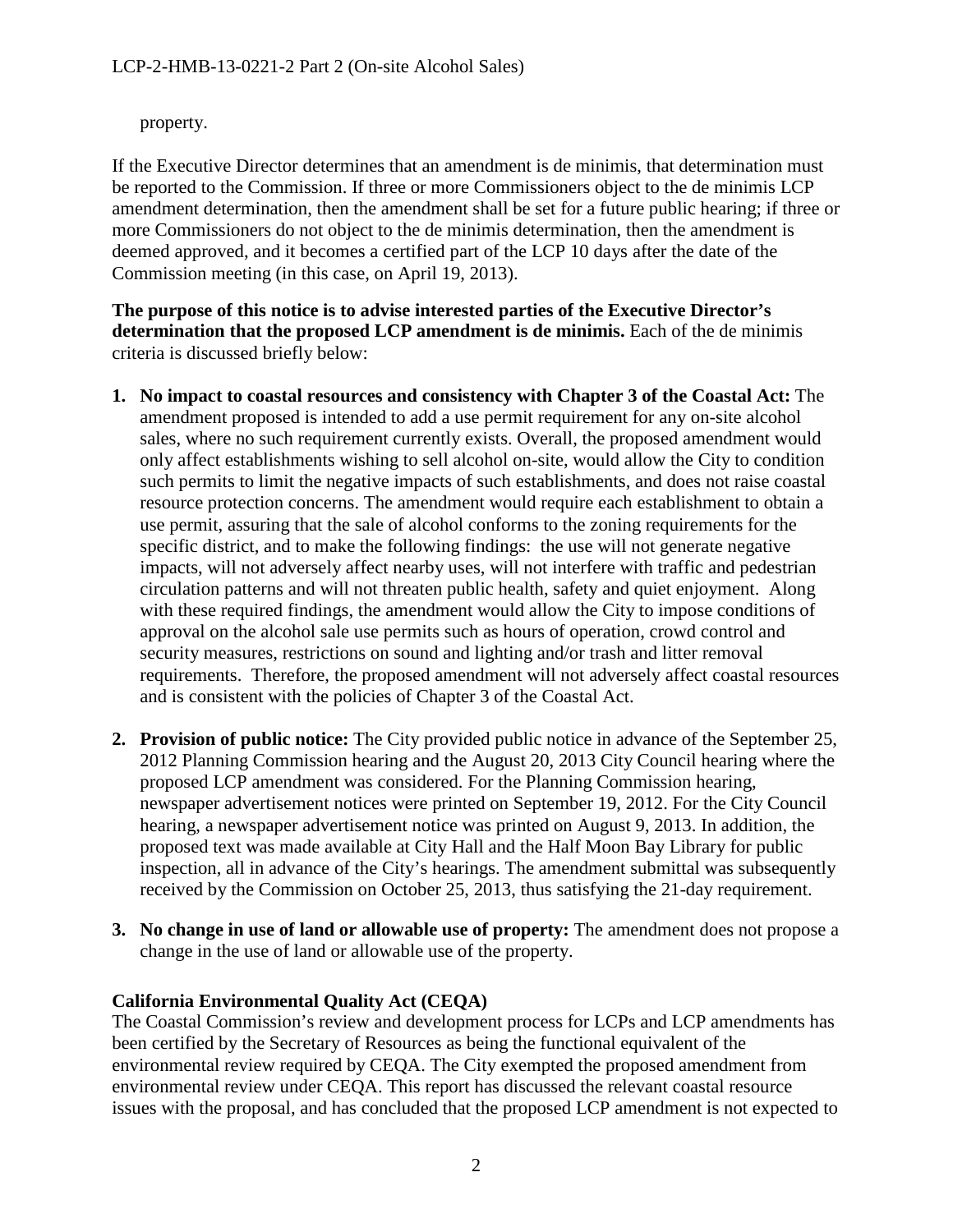property.

If the Executive Director determines that an amendment is de minimis, that determination must be reported to the Commission. If three or more Commissioners object to the de minimis LCP amendment determination, then the amendment shall be set for a future public hearing; if three or more Commissioners do not object to the de minimis determination, then the amendment is deemed approved, and it becomes a certified part of the LCP 10 days after the date of the Commission meeting (in this case, on April 19, 2013).

**The purpose of this notice is to advise interested parties of the Executive Director's determination that the proposed LCP amendment is de minimis.** Each of the de minimis criteria is discussed briefly below:

1. **No impact to coastal resources and consistency with Chapter 3 of the Coastal Act:** The amendment proposed is intended to add a use permit requirement for any on-site alcohol sales, where no such requirement currently exists. Overall, the proposed amendment would only affect establishments wishing to sell alcohol on-site, would allow the City to condition such permits to limit the negative impacts of such establishments, and does not raise coastal resource protection concerns. The amendment would require each establishment to obtain a use permit, assuring that the sale of alcohol conforms to the zoning requirements for the specific district, and to make the following findings: the use will not generate negative impacts, will not adversely affect nearby uses, will not interfere with traffic and pedestrian circulation patterns and will not threaten public health, safety and quiet enjoyment. Along with these required findings, the amendment would allow the City to impose conditions of approval on the alcohol sale use permits such as hours of operation, crowd control and security measures, restrictions on sound and lighting and/or trash and litter removal requirements. Therefore, the proposed amendment will not adversely affect coastal resources and is consistent with the policies of Chapter 3 of the Coastal Act.

2. **Provision of public notice:** The City provided public notice in advance of the September 25, 2012 Planning Commission hearing and the August 20, 2013 City Council hearing where the proposed LCP amendment was considered. For the Planning Commission hearing, newspaper advertisement notices were printed on September 19, 2012. For the City Council hearing, a newspaper advertisement notice was printed on August 9, 2013. In addition, the proposed text was made available at City Hall and the Half Moon Bay Library for public inspection, all in advance of the City's hearings. The amendment submittal was subsequently received by the Commission on October 25, 2013, thus satisfying the 21-day requirement.

3. **No change in use of land or allowable use of property:** The amendment does not propose a change in the use of land or allowable use of the property.

## California Environmental Quality Act (CEQA)

The Coastal Commission's review and development process for LCPs and LCP amendments has been certified by the Secretary of Resources as being the functional equivalent of the environmental review required by CEQA. The City exempted the proposed amendment from environmental review under CEQA. This report has discussed the relevant coastal resource issues with the proposal, and has concluded that the proposed LCP amendment is not expected to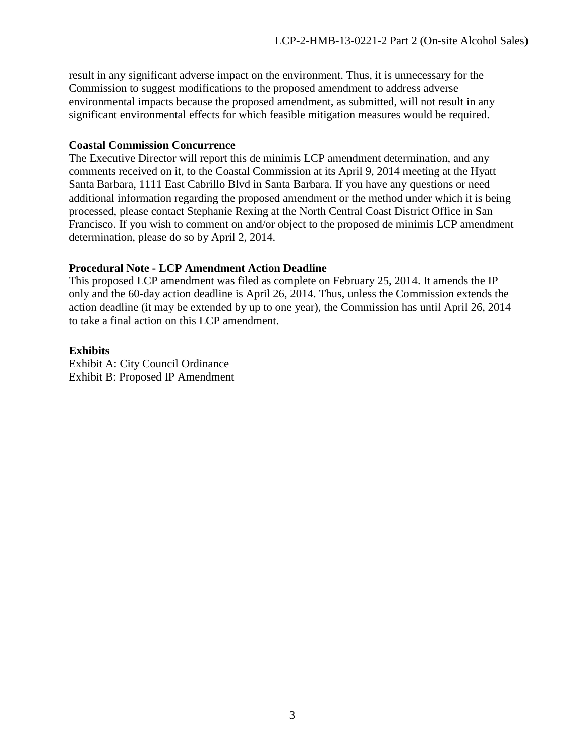result in any significant adverse impact on the environment. Thus, it is unnecessary for the Commission to suggest modifications to the proposed amendment to address adverse environmental impacts because the proposed amendment, as submitted, will not result in any significant environmental effects for which feasible mitigation measures would be required.

**Coastal Commission Concurrence**

The Executive Director will report this de minimis LCP amendment determination, and any comments received on it, to the Coastal Commission at its April 9, 2014 meeting at the Hyatt Santa Barbara, 1111 East Cabrillo Blvd in Santa Barbara. If you have any questions or need additional information regarding the proposed amendment or the method under which it is being processed, please contact Stephanie Rexing at the North Central Coast District Office in San Francisco. If you wish to comment on and/or object to the proposed de minimis LCP amendment determination, please do so by April 2, 2014.

**Procedural Note - LCP Amendment Action Deadline**

This proposed LCP amendment was filed as complete on February 25, 2014. It amends the IP only and the 60-day action deadline is April 26, 2014. Thus, unless the Commission extends the action deadline (it may be extended by up to one year), the Commission has until April 26, 2014 to take a final action on this LCP amendment.

**Exhibits**

Exhibit A: City Council Ordinance
Exhibit B: Proposed IP Amendment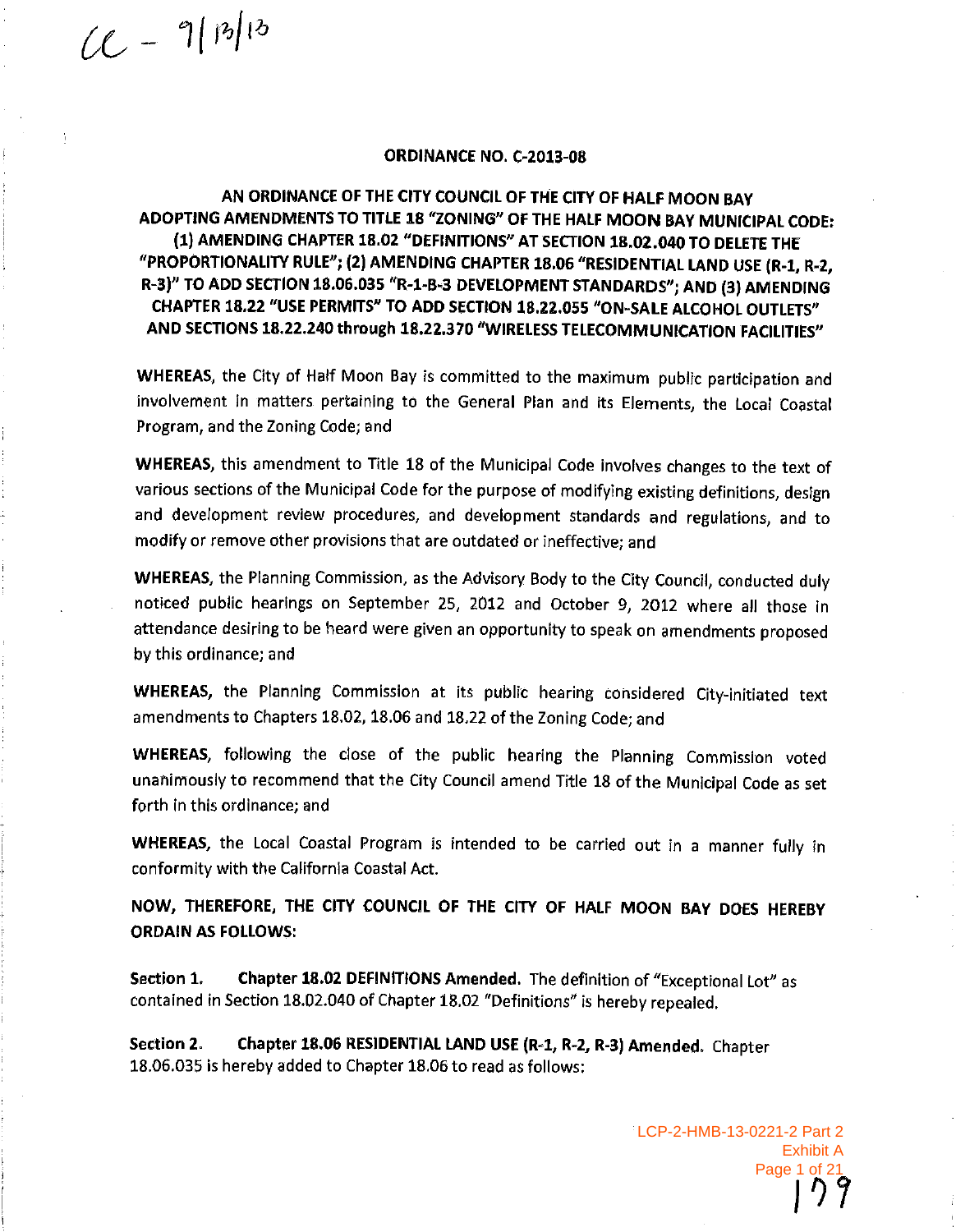CC – 9/13/13

**ORDINANCE NO. C-2013-08**

**AN ORDINANCE OF THE CITY COUNCIL OF THE CITY OF HALF MOON BAY ADOPTING AMENDMENTS TO TITLE 18 "ZONING" OF THE HALF MOON BAY MUNICIPAL CODE: (1) AMENDING CHAPTER 18.02 "DEFINITIONS" AT SECTION 18.02.040 TO DELETE THE "PROPORTIONALITY RULE"; (2) AMENDING CHAPTER 18.06 "RESIDENTIAL LAND USE (R-1, R-2, R-3)" TO ADD SECTION 18.06.035 "R-1-B-3 DEVELOPMENT STANDARDS"; AND (3) AMENDING CHAPTER 18.22 "USE PERMITS" TO ADD SECTION 18.22.055 "ON-SALE ALCOHOL OUTLETS" AND SECTIONS 18.22.240 through 18.22.370 "WIRELESS TELECOMMUNICATION FACILITIES"**

**WHEREAS,** the City of Half Moon Bay is committed to the maximum public participation and involvement in matters pertaining to the General Plan and its Elements, the Local Coastal Program, and the Zoning Code; and

**WHEREAS,** this amendment to Title 18 of the Municipal Code involves changes to the text of various sections of the Municipal Code for the purpose of modifying existing definitions, design and development review procedures, and development standards and regulations, and to modify or remove other provisions that are outdated or ineffective; and

**WHEREAS,** the Planning Commission, as the Advisory Body to the City Council, conducted duly noticed public hearings on September 25, 2012 and October 9, 2012 where all those in attendance desiring to be heard were given an opportunity to speak on amendments proposed by this ordinance; and

**WHEREAS,** the Planning Commission at its public hearing considered City-initiated text amendments to Chapters 18.02, 18.06 and 18.22 of the Zoning Code; and

**WHEREAS,** following the close of the public hearing the Planning Commission voted unanimously to recommend that the City Council amend Title 18 of the Municipal Code as set forth in this ordinance; and

**WHEREAS,** the Local Coastal Program is intended to be carried out in a manner fully in conformity with the California Coastal Act.

**NOW, THEREFORE, THE CITY COUNCIL OF THE CITY OF HALF MOON BAY DOES HEREBY ORDAIN AS FOLLOWS:**

**Section 1. Chapter 18.02 DEFINITIONS Amended.** The definition of "Exceptional Lot" as contained in Section 18.02.040 of Chapter 18.02 "Definitions" is hereby repealed.

**Section 2. Chapter 18.06 RESIDENTIAL LAND USE (R-1, R-2, R-3) Amended.** Chapter 18.06.035 is hereby added to Chapter 18.06 to read as follows:

LCP-2-HMB-13-0221-2 Part 2
Exhibit A
Page 1 of 21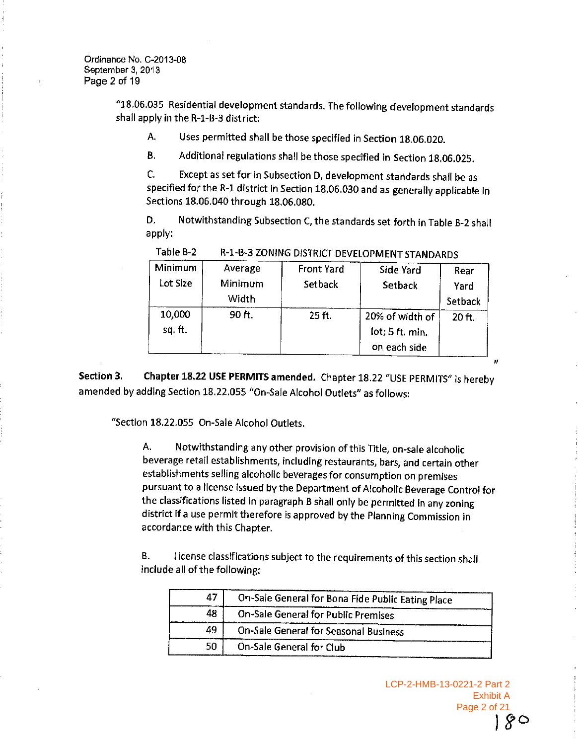"18.06.035 Residential development standards. The following development standards shall apply in the R-1-B-3 district:

A. Uses permitted shall be those specified in Section 18.06.020.

B. Additional regulations shall be those specified in Section 18.06.025.

C. Except as set for in Subsection D, development standards shall be as specified for the R-1 district in Section 18.06.030 and as generally applicable in Sections 18.06.040 through 18.06.080.

D. Notwithstanding Subsection C, the standards set forth in Table B-2 shall apply:

Table B-2 R-1-B-3 ZONING DISTRICT DEVELOPMENT STANDARDS

| Minimum Lot Size | Average Minimum Width | Front Yard Setback | Side Yard Setback | Rear Yard Setback |
|---|---|---|---|---|
| 10,000 sq. ft. | 90 ft. | 25 ft. | 20% of width of lot; 5 ft. min. on each side | 20 ft. |

"

**Section 3. Chapter 18.22 USE PERMITS amended.** Chapter 18.22 "USE PERMITS" is hereby amended by adding Section 18.22.055 "On-Sale Alcohol Outlets" as follows:

"Section 18.22.055 On-Sale Alcohol Outlets.

A. Notwithstanding any other provision of this Title, on-sale alcoholic beverage retail establishments, including restaurants, bars, and certain other establishments selling alcoholic beverages for consumption on premises pursuant to a license issued by the Department of Alcoholic Beverage Control for the classifications listed in paragraph B shall only be permitted in any zoning district if a use permit therefore is approved by the Planning Commission in accordance with this Chapter.

B. License classifications subject to the requirements of this section shall include all of the following:

| | |
|---|---|
| 47 | On-Sale General for Bona Fide Public Eating Place |
| 48 | On-Sale General for Public Premises |
| 49 | On-Sale General for Seasonal Business |
| 50 | On-Sale General for Club |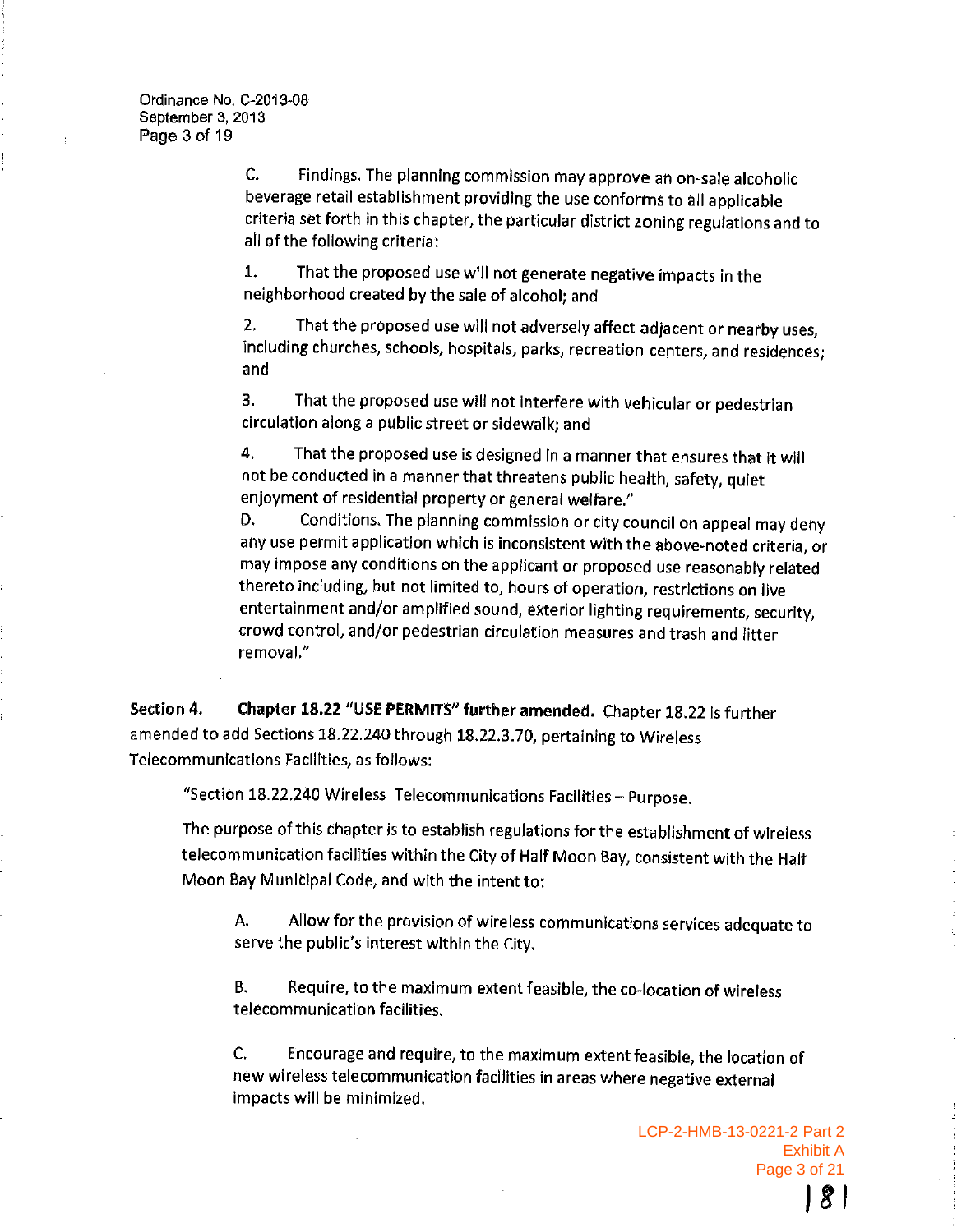C. Findings. The planning commission may approve an on-sale alcoholic beverage retail establishment providing the use conforms to all applicable criteria set forth in this chapter, the particular district zoning regulations and to all of the following criteria:

1. That the proposed use will not generate negative impacts in the neighborhood created by the sale of alcohol; and

2. That the proposed use will not adversely affect adjacent or nearby uses, including churches, schools, hospitals, parks, recreation centers, and residences; and

3. That the proposed use will not interfere with vehicular or pedestrian circulation along a public street or sidewalk; and

4. That the proposed use is designed in a manner that ensures that it will not be conducted in a manner that threatens public health, safety, quiet enjoyment of residential property or general welfare."

D. Conditions. The planning commission or city council on appeal may deny any use permit application which is inconsistent with the above-noted criteria, or may impose any conditions on the applicant or proposed use reasonably related thereto including, but not limited to, hours of operation, restrictions on live entertainment and/or amplified sound, exterior lighting requirements, security, crowd control, and/or pedestrian circulation measures and trash and litter removal."

**Section 4. Chapter 18.22 "USE PERMITS" further amended.** Chapter 18.22 is further amended to add Sections 18.22.240 through 18.22.3.70, pertaining to Wireless Telecommunications Facilities, as follows:

"Section 18.22.240 Wireless Telecommunications Facilities – Purpose.

The purpose of this chapter is to establish regulations for the establishment of wireless telecommunication facilities within the City of Half Moon Bay, consistent with the Half Moon Bay Municipal Code, and with the intent to:

A. Allow for the provision of wireless communications services adequate to serve the public's interest within the City.

B. Require, to the maximum extent feasible, the co-location of wireless telecommunication facilities.

C. Encourage and require, to the maximum extent feasible, the location of new wireless telecommunication facilities in areas where negative external impacts will be minimized.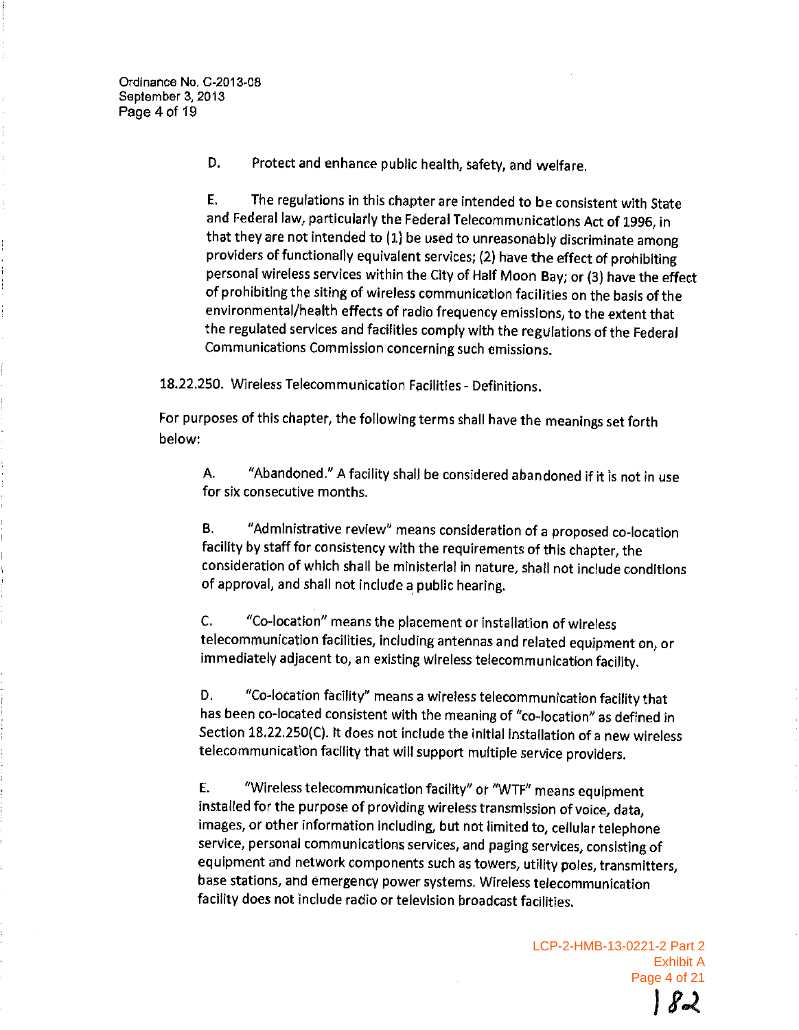D. Protect and enhance public health, safety, and welfare.

E. The regulations in this chapter are intended to be consistent with State and Federal law, particularly the Federal Telecommunications Act of 1996, in that they are not intended to (1) be used to unreasonably discriminate among providers of functionally equivalent services; (2) have the effect of prohibiting personal wireless services within the City of Half Moon Bay; or (3) have the effect of prohibiting the siting of wireless communication facilities on the basis of the environmental/health effects of radio frequency emissions, to the extent that the regulated services and facilities comply with the regulations of the Federal Communications Commission concerning such emissions.

18.22.250. Wireless Telecommunication Facilities - Definitions.

For purposes of this chapter, the following terms shall have the meanings set forth below:

A. "Abandoned." A facility shall be considered abandoned if it is not in use for six consecutive months.

B. "Administrative review" means consideration of a proposed co-location facility by staff for consistency with the requirements of this chapter, the consideration of which shall be ministerial in nature, shall not include conditions of approval, and shall not include a public hearing.

C. "Co-location" means the placement or installation of wireless telecommunication facilities, including antennas and related equipment on, or immediately adjacent to, an existing wireless telecommunication facility.

D. "Co-location facility" means a wireless telecommunication facility that has been co-located consistent with the meaning of "co-location" as defined in Section 18.22.250(C). It does not include the initial installation of a new wireless telecommunication facility that will support multiple service providers.

E. "Wireless telecommunication facility" or "WTF" means equipment installed for the purpose of providing wireless transmission of voice, data, images, or other information including, but not limited to, cellular telephone service, personal communications services, and paging services, consisting of equipment and network components such as towers, utility poles, transmitters, base stations, and emergency power systems. Wireless telecommunication facility does not include radio or television broadcast facilities.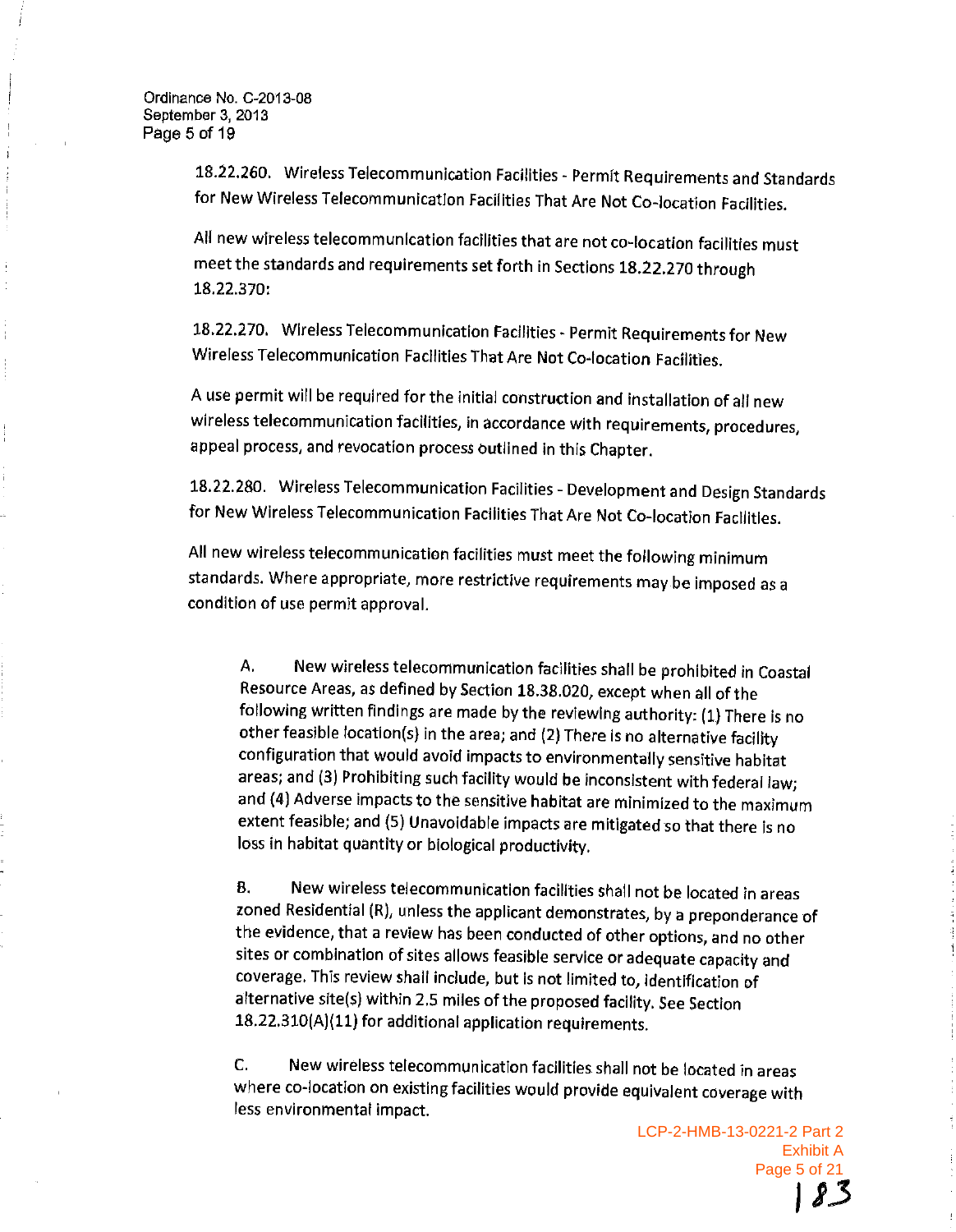18.22.260. Wireless Telecommunication Facilities - Permit Requirements and Standards for New Wireless Telecommunication Facilities That Are Not Co-location Facilities.

All new wireless telecommunication facilities that are not co-location facilities must meet the standards and requirements set forth in Sections 18.22.270 through 18.22.370:

18.22.270. Wireless Telecommunication Facilities - Permit Requirements for New Wireless Telecommunication Facilities That Are Not Co-location Facilities.

A use permit will be required for the initial construction and installation of all new wireless telecommunication facilities, in accordance with requirements, procedures, appeal process, and revocation process outlined in this Chapter.

18.22.280. Wireless Telecommunication Facilities - Development and Design Standards for New Wireless Telecommunication Facilities That Are Not Co-location Facilities.

All new wireless telecommunication facilities must meet the following minimum standards. Where appropriate, more restrictive requirements may be imposed as a condition of use permit approval.

A. New wireless telecommunication facilities shall be prohibited in Coastal Resource Areas, as defined by Section 18.38.020, except when all of the following written findings are made by the reviewing authority: (1) There is no other feasible location(s) in the area; and (2) There is no alternative facility configuration that would avoid impacts to environmentally sensitive habitat areas; and (3) Prohibiting such facility would be inconsistent with federal law; and (4) Adverse impacts to the sensitive habitat are minimized to the maximum extent feasible; and (5) Unavoidable impacts are mitigated so that there is no loss in habitat quantity or biological productivity.

B. New wireless telecommunication facilities shall not be located in areas zoned Residential (R), unless the applicant demonstrates, by a preponderance of the evidence, that a review has been conducted of other options, and no other sites or combination of sites allows feasible service or adequate capacity and coverage. This review shall include, but is not limited to, identification of alternative site(s) within 2.5 miles of the proposed facility. See Section 18.22.310(A)(11) for additional application requirements.

C. New wireless telecommunication facilities shall not be located in areas where co-location on existing facilities would provide equivalent coverage with less environmental impact.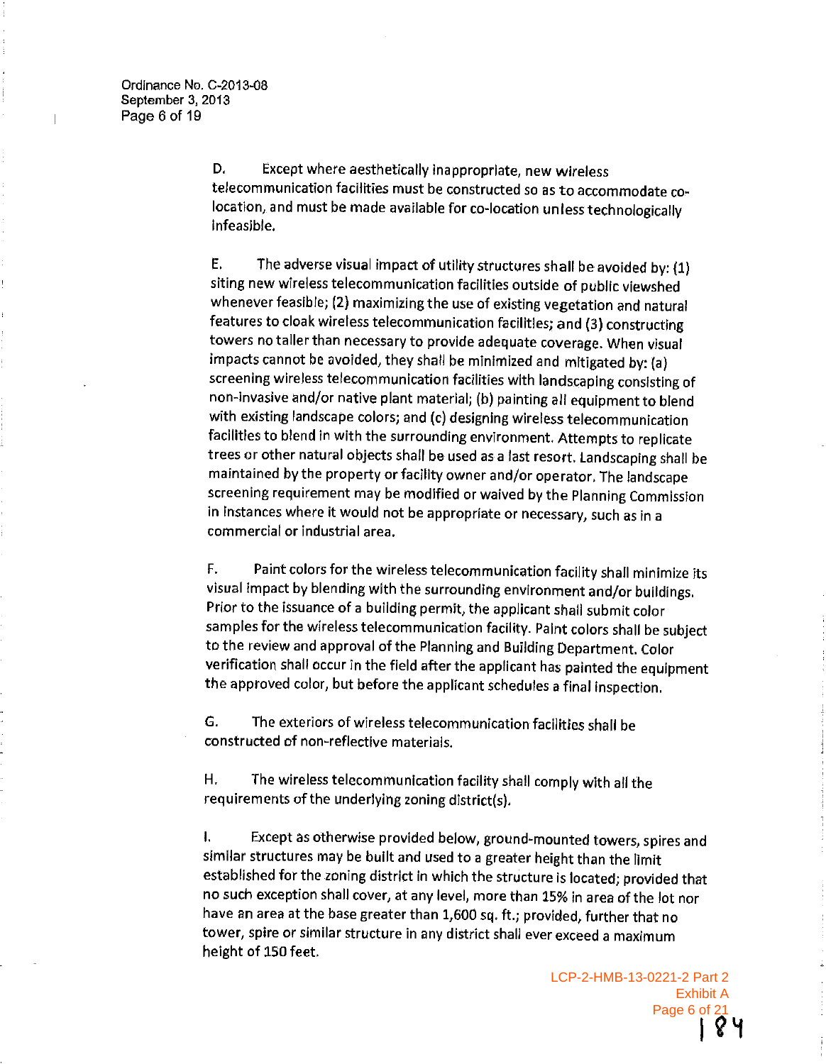D. Except where aesthetically inappropriate, new wireless telecommunication facilities must be constructed so as to accommodate co-location, and must be made available for co-location unless technologically infeasible.

E. The adverse visual impact of utility structures shall be avoided by: (1) siting new wireless telecommunication facilities outside of public viewshed whenever feasible; (2) maximizing the use of existing vegetation and natural features to cloak wireless telecommunication facilities; and (3) constructing towers no taller than necessary to provide adequate coverage. When visual impacts cannot be avoided, they shall be minimized and mitigated by: (a) screening wireless telecommunication facilities with landscaping consisting of non-invasive and/or native plant material; (b) painting all equipment to blend with existing landscape colors; and (c) designing wireless telecommunication facilities to blend in with the surrounding environment. Attempts to replicate trees or other natural objects shall be used as a last resort. Landscaping shall be maintained by the property or facility owner and/or operator. The landscape screening requirement may be modified or waived by the Planning Commission in instances where it would not be appropriate or necessary, such as in a commercial or industrial area.

F. Paint colors for the wireless telecommunication facility shall minimize its visual impact by blending with the surrounding environment and/or buildings. Prior to the issuance of a building permit, the applicant shall submit color samples for the wireless telecommunication facility. Paint colors shall be subject to the review and approval of the Planning and Building Department. Color verification shall occur in the field after the applicant has painted the equipment the approved color, but before the applicant schedules a final inspection.

G. The exteriors of wireless telecommunication facilities shall be constructed of non-reflective materials.

H. The wireless telecommunication facility shall comply with all the requirements of the underlying zoning district(s).

I. Except as otherwise provided below, ground-mounted towers, spires and similar structures may be built and used to a greater height than the limit established for the zoning district in which the structure is located; provided that no such exception shall cover, at any level, more than 15% in area of the lot nor have an area at the base greater than 1,600 sq. ft.; provided, further that no tower, spire or similar structure in any district shall ever exceed a maximum height of 150 feet.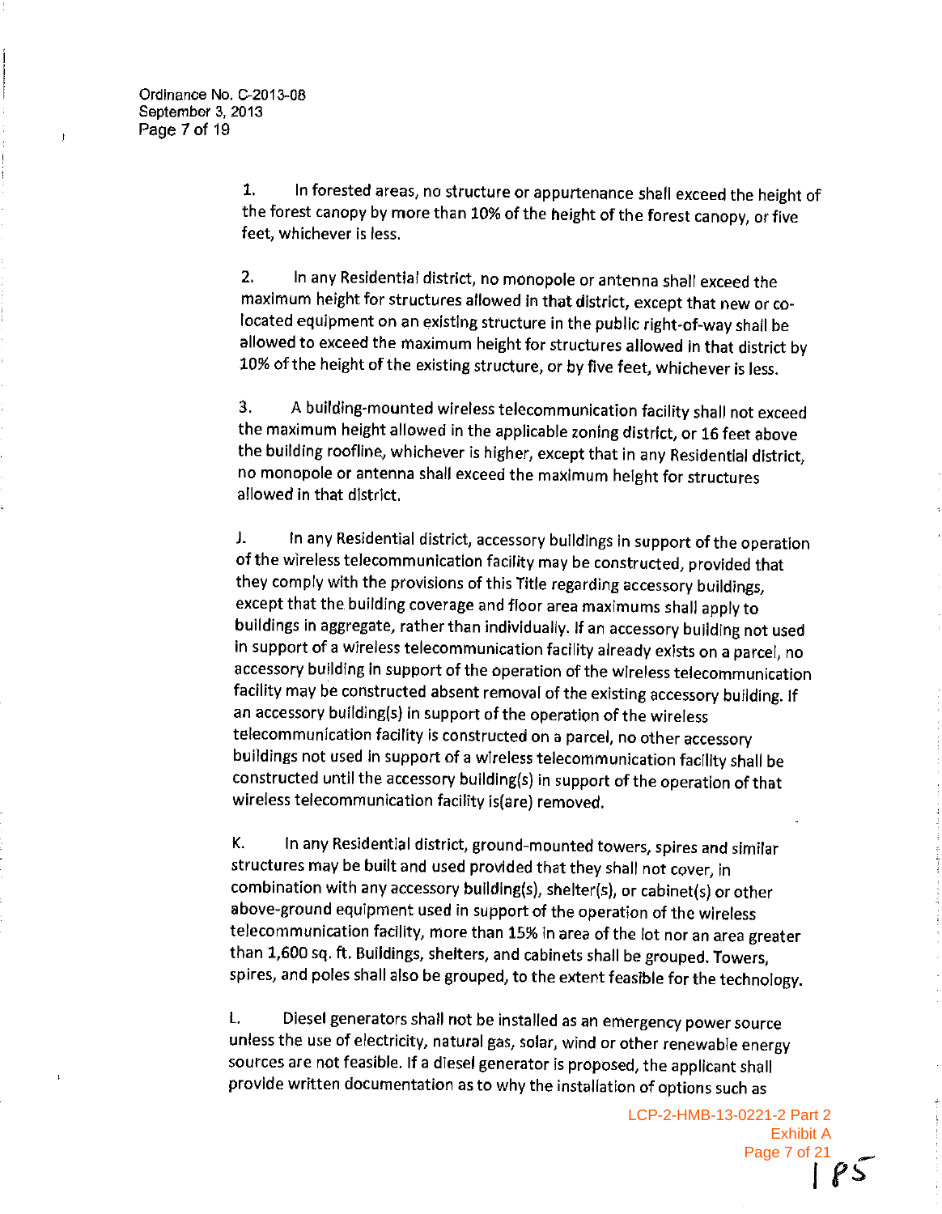1. In forested areas, no structure or appurtenance shall exceed the height of the forest canopy by more than 10% of the height of the forest canopy, or five feet, whichever is less.

2. In any Residential district, no monopole or antenna shall exceed the maximum height for structures allowed in that district, except that new or co-located equipment on an existing structure in the public right-of-way shall be allowed to exceed the maximum height for structures allowed in that district by 10% of the height of the existing structure, or by five feet, whichever is less.

3. A building-mounted wireless telecommunication facility shall not exceed the maximum height allowed in the applicable zoning district, or 16 feet above the building roofline, whichever is higher, except that in any Residential district, no monopole or antenna shall exceed the maximum height for structures allowed in that district.

J. In any Residential district, accessory buildings in support of the operation of the wireless telecommunication facility may be constructed, provided that they comply with the provisions of this Title regarding accessory buildings, except that the building coverage and floor area maximums shall apply to buildings in aggregate, rather than individually. If an accessory building not used in support of a wireless telecommunication facility already exists on a parcel, no accessory building in support of the operation of the wireless telecommunication facility may be constructed absent removal of the existing accessory building. If an accessory building(s) in support of the operation of the wireless telecommunication facility is constructed on a parcel, no other accessory buildings not used in support of a wireless telecommunication facility shall be constructed until the accessory building(s) in support of the operation of that wireless telecommunication facility is(are) removed.

K. In any Residential district, ground-mounted towers, spires and similar structures may be built and used provided that they shall not cover, in combination with any accessory building(s), shelter(s), or cabinet(s) or other above-ground equipment used in support of the operation of the wireless telecommunication facility, more than 15% in area of the lot nor an area greater than 1,600 sq. ft. Buildings, shelters, and cabinets shall be grouped. Towers, spires, and poles shall also be grouped, to the extent feasible for the technology.

L. Diesel generators shall not be installed as an emergency power source unless the use of electricity, natural gas, solar, wind or other renewable energy sources are not feasible. If a diesel generator is proposed, the applicant shall provide written documentation as to why the installation of options such as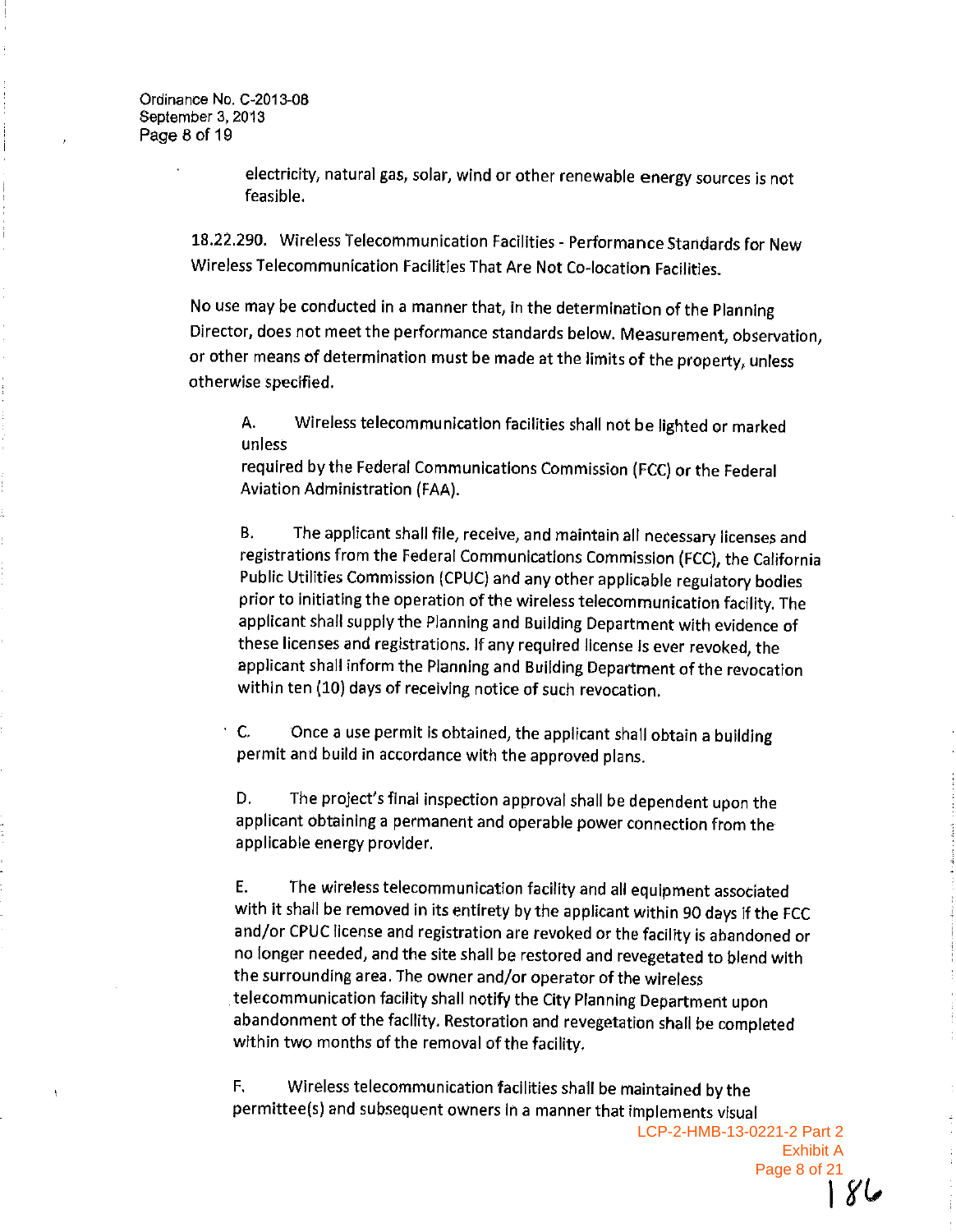electricity, natural gas, solar, wind or other renewable energy sources is not feasible.

18.22.290. Wireless Telecommunication Facilities - Performance Standards for New Wireless Telecommunication Facilities That Are Not Co-location Facilities.

No use may be conducted in a manner that, in the determination of the Planning Director, does not meet the performance standards below. Measurement, observation, or other means of determination must be made at the limits of the property, unless otherwise specified.

A. Wireless telecommunication facilities shall not be lighted or marked unless required by the Federal Communications Commission (FCC) or the Federal Aviation Administration (FAA).

B. The applicant shall file, receive, and maintain all necessary licenses and registrations from the Federal Communications Commission (FCC), the California Public Utilities Commission (CPUC) and any other applicable regulatory bodies prior to initiating the operation of the wireless telecommunication facility. The applicant shall supply the Planning and Building Department with evidence of these licenses and registrations. If any required license is ever revoked, the applicant shall inform the Planning and Building Department of the revocation within ten (10) days of receiving notice of such revocation.

C. Once a use permit is obtained, the applicant shall obtain a building permit and build in accordance with the approved plans.

D. The project's final inspection approval shall be dependent upon the applicant obtaining a permanent and operable power connection from the applicable energy provider.

E. The wireless telecommunication facility and all equipment associated with it shall be removed in its entirety by the applicant within 90 days if the FCC and/or CPUC license and registration are revoked or the facility is abandoned or no longer needed, and the site shall be restored and revegetated to blend with the surrounding area. The owner and/or operator of the wireless telecommunication facility shall notify the City Planning Department upon abandonment of the facility. Restoration and revegetation shall be completed within two months of the removal of the facility.

F. Wireless telecommunication facilities shall be maintained by the permittee(s) and subsequent owners in a manner that implements visual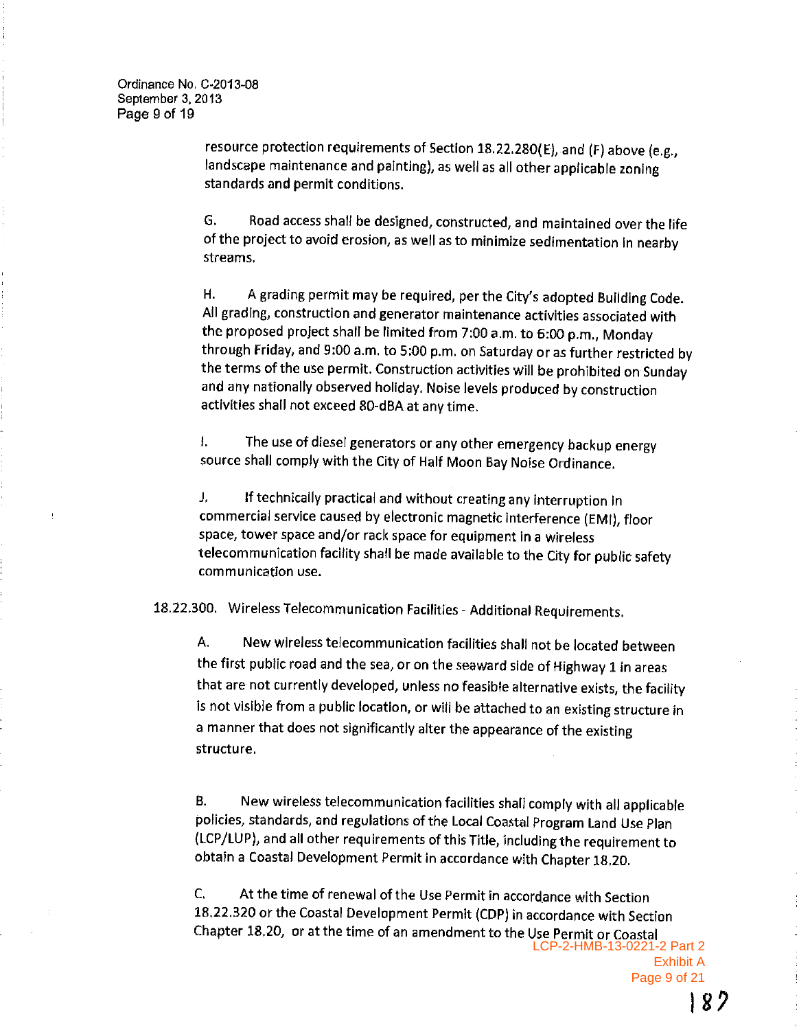resource protection requirements of Section 18.22.280(E), and (F) above (e.g., landscape maintenance and painting), as well as all other applicable zoning standards and permit conditions.

G. Road access shall be designed, constructed, and maintained over the life of the project to avoid erosion, as well as to minimize sedimentation in nearby streams.

H. A grading permit may be required, per the City's adopted Building Code. All grading, construction and generator maintenance activities associated with the proposed project shall be limited from 7:00 a.m. to 6:00 p.m., Monday through Friday, and 9:00 a.m. to 5:00 p.m. on Saturday or as further restricted by the terms of the use permit. Construction activities will be prohibited on Sunday and any nationally observed holiday. Noise levels produced by construction activities shall not exceed 80-dBA at any time.

I. The use of diesel generators or any other emergency backup energy source shall comply with the City of Half Moon Bay Noise Ordinance.

J. If technically practical and without creating any interruption in commercial service caused by electronic magnetic interference (EMI), floor space, tower space and/or rack space for equipment in a wireless telecommunication facility shall be made available to the City for public safety communication use.

18.22.300. Wireless Telecommunication Facilities - Additional Requirements.

A. New wireless telecommunication facilities shall not be located between the first public road and the sea, or on the seaward side of Highway 1 in areas that are not currently developed, unless no feasible alternative exists, the facility is not visible from a public location, or will be attached to an existing structure in a manner that does not significantly alter the appearance of the existing structure.

B. New wireless telecommunication facilities shall comply with all applicable policies, standards, and regulations of the Local Coastal Program Land Use Plan (LCP/LUP), and all other requirements of this Title, including the requirement to obtain a Coastal Development Permit in accordance with Chapter 18.20.

C. At the time of renewal of the Use Permit in accordance with Section 18.22.320 or the Coastal Development Permit (CDP) in accordance with Section Chapter 18.20, or at the time of an amendment to the Use Permit or Coastal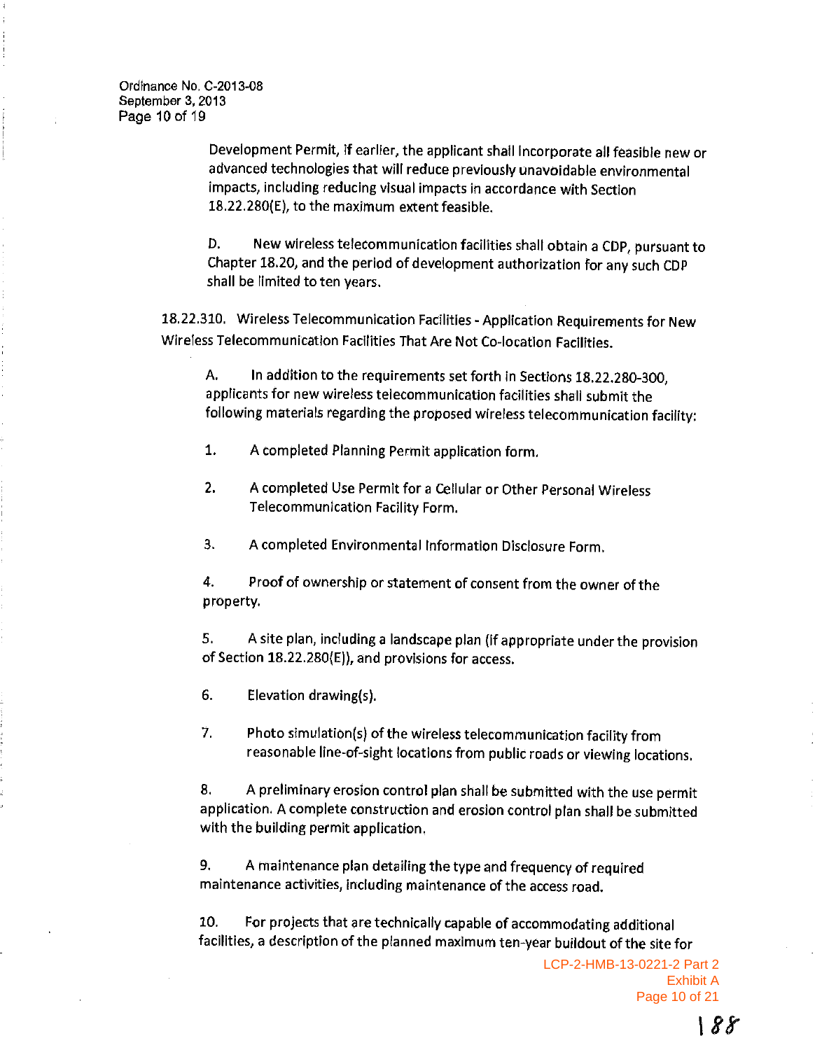Development Permit, if earlier, the applicant shall incorporate all feasible new or advanced technologies that will reduce previously unavoidable environmental impacts, including reducing visual impacts in accordance with Section 18.22.280(E), to the maximum extent feasible.

D. New wireless telecommunication facilities shall obtain a CDP, pursuant to Chapter 18.20, and the period of development authorization for any such CDP shall be limited to ten years.

18.22.310. Wireless Telecommunication Facilities - Application Requirements for New Wireless Telecommunication Facilities That Are Not Co-location Facilities.

A. In addition to the requirements set forth in Sections 18.22.280-300, applicants for new wireless telecommunication facilities shall submit the following materials regarding the proposed wireless telecommunication facility:

1. A completed Planning Permit application form.

2. A completed Use Permit for a Cellular or Other Personal Wireless Telecommunication Facility Form.

3. A completed Environmental Information Disclosure Form.

4. Proof of ownership or statement of consent from the owner of the property.

5. A site plan, including a landscape plan (if appropriate under the provision of Section 18.22.280(E)), and provisions for access.

6. Elevation drawing(s).

7. Photo simulation(s) of the wireless telecommunication facility from reasonable line-of-sight locations from public roads or viewing locations.

8. A preliminary erosion control plan shall be submitted with the use permit application. A complete construction and erosion control plan shall be submitted with the building permit application.

9. A maintenance plan detailing the type and frequency of required maintenance activities, including maintenance of the access road.

10. For projects that are technically capable of accommodating additional facilities, a description of the planned maximum ten-year buildout of the site for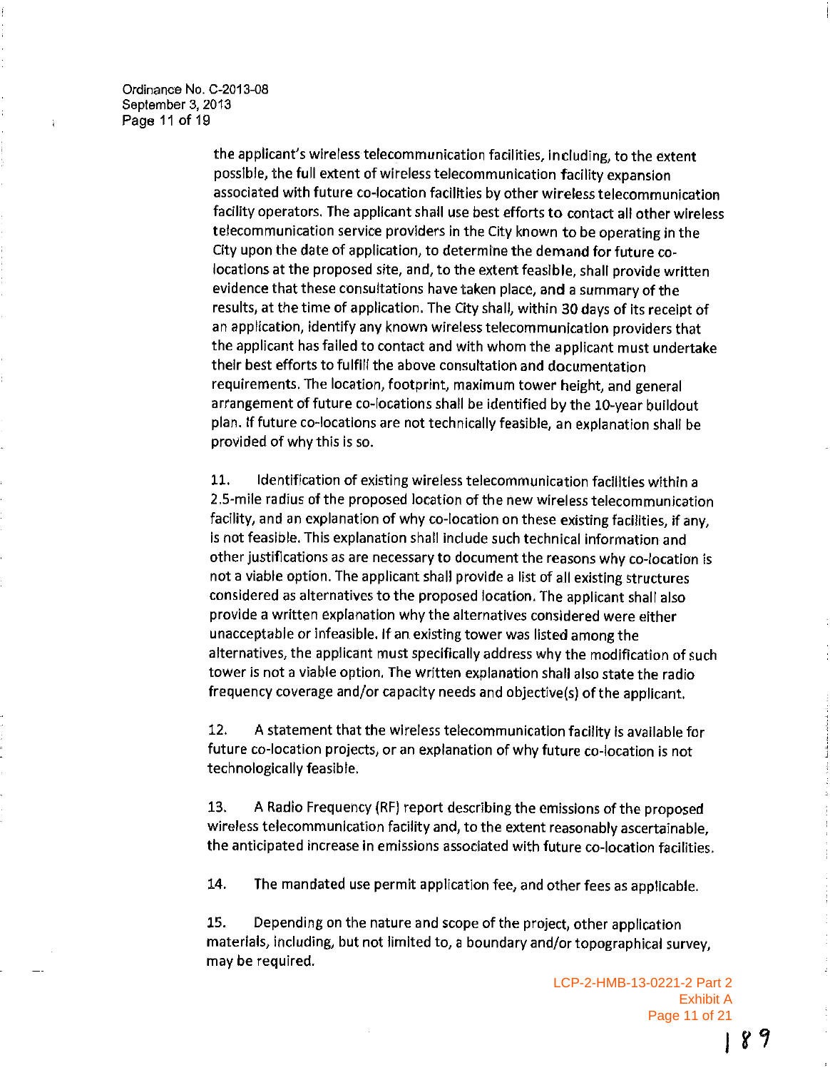the applicant's wireless telecommunication facilities, including, to the extent possible, the full extent of wireless telecommunication facility expansion associated with future co-location facilities by other wireless telecommunication facility operators. The applicant shall use best efforts to contact all other wireless telecommunication service providers in the City known to be operating in the City upon the date of application, to determine the demand for future co-locations at the proposed site, and, to the extent feasible, shall provide written evidence that these consultations have taken place, and a summary of the results, at the time of application. The City shall, within 30 days of its receipt of an application, identify any known wireless telecommunication providers that the applicant has failed to contact and with whom the applicant must undertake their best efforts to fulfill the above consultation and documentation requirements. The location, footprint, maximum tower height, and general arrangement of future co-locations shall be identified by the 10-year buildout plan. If future co-locations are not technically feasible, an explanation shall be provided of why this is so.

11. Identification of existing wireless telecommunication facilities within a 2.5-mile radius of the proposed location of the new wireless telecommunication facility, and an explanation of why co-location on these existing facilities, if any, is not feasible. This explanation shall include such technical information and other justifications as are necessary to document the reasons why co-location is not a viable option. The applicant shall provide a list of all existing structures considered as alternatives to the proposed location. The applicant shall also provide a written explanation why the alternatives considered were either unacceptable or infeasible. If an existing tower was listed among the alternatives, the applicant must specifically address why the modification of such tower is not a viable option. The written explanation shall also state the radio frequency coverage and/or capacity needs and objective(s) of the applicant.

12. A statement that the wireless telecommunication facility is available for future co-location projects, or an explanation of why future co-location is not technologically feasible.

13. A Radio Frequency (RF) report describing the emissions of the proposed wireless telecommunication facility and, to the extent reasonably ascertainable, the anticipated increase in emissions associated with future co-location facilities.

14. The mandated use permit application fee, and other fees as applicable.

15. Depending on the nature and scope of the project, other application materials, including, but not limited to, a boundary and/or topographical survey, may be required.

LCP-2-HMB-13-0221-2 Part 2
Exhibit A
Page 11 of 21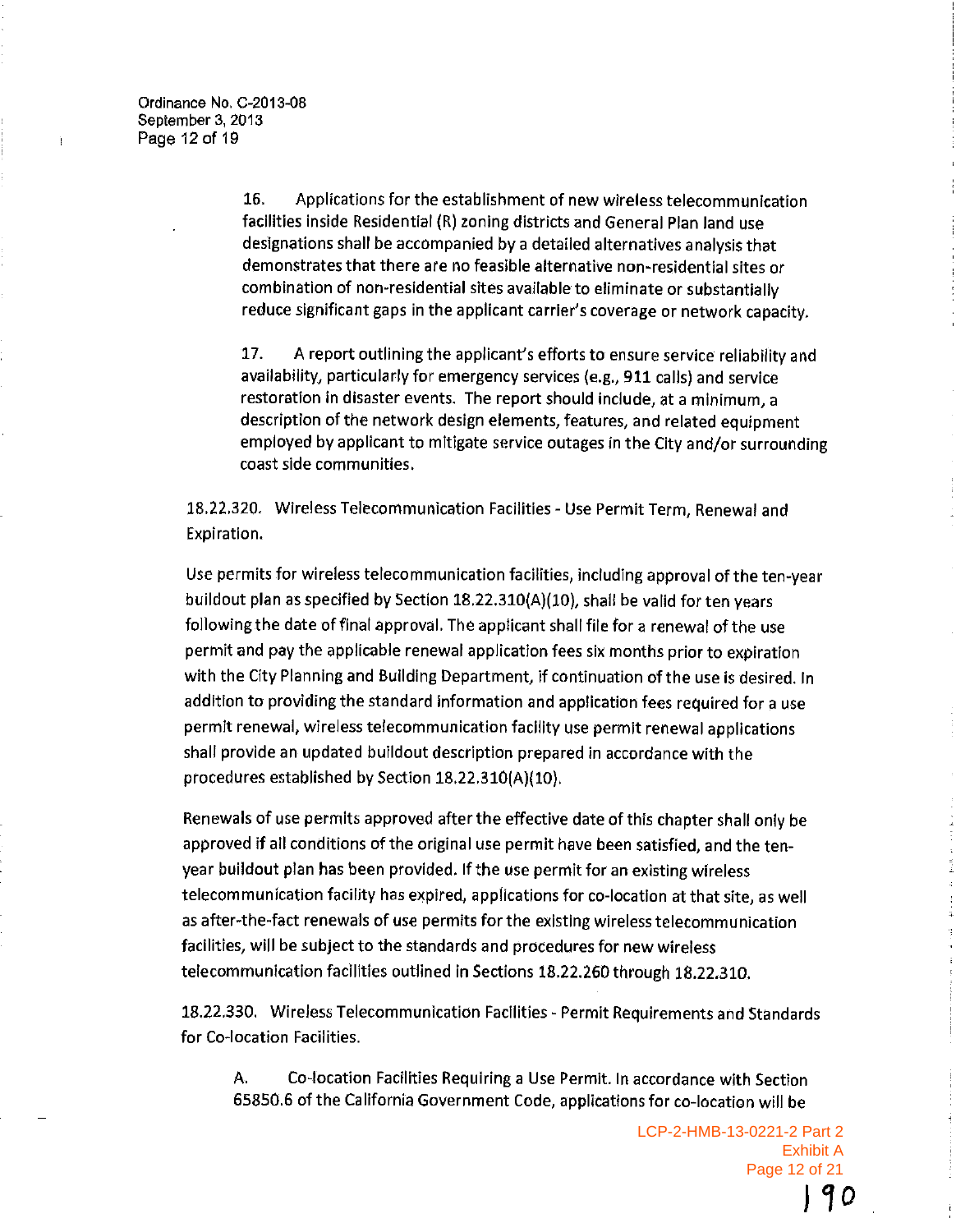16. Applications for the establishment of new wireless telecommunication facilities inside Residential (R) zoning districts and General Plan land use designations shall be accompanied by a detailed alternatives analysis that demonstrates that there are no feasible alternative non-residential sites or combination of non-residential sites available to eliminate or substantially reduce significant gaps in the applicant carrier's coverage or network capacity.

17. A report outlining the applicant's efforts to ensure service reliability and availability, particularly for emergency services (e.g., 911 calls) and service restoration in disaster events. The report should include, at a minimum, a description of the network design elements, features, and related equipment employed by applicant to mitigate service outages in the City and/or surrounding coast side communities.

18.22.320. Wireless Telecommunication Facilities - Use Permit Term, Renewal and Expiration.

Use permits for wireless telecommunication facilities, including approval of the ten-year buildout plan as specified by Section 18.22.310(A)(10), shall be valid for ten years following the date of final approval. The applicant shall file for a renewal of the use permit and pay the applicable renewal application fees six months prior to expiration with the City Planning and Building Department, if continuation of the use is desired. In addition to providing the standard information and application fees required for a use permit renewal, wireless telecommunication facility use permit renewal applications shall provide an updated buildout description prepared in accordance with the procedures established by Section 18.22.310(A)(10).

Renewals of use permits approved after the effective date of this chapter shall only be approved if all conditions of the original use permit have been satisfied, and the ten-year buildout plan has been provided. If the use permit for an existing wireless telecommunication facility has expired, applications for co-location at that site, as well as after-the-fact renewals of use permits for the existing wireless telecommunication facilities, will be subject to the standards and procedures for new wireless telecommunication facilities outlined in Sections 18.22.260 through 18.22.310.

18.22.330. Wireless Telecommunication Facilities - Permit Requirements and Standards for Co-location Facilities.

A. Co-location Facilities Requiring a Use Permit. In accordance with Section 65850.6 of the California Government Code, applications for co-location will be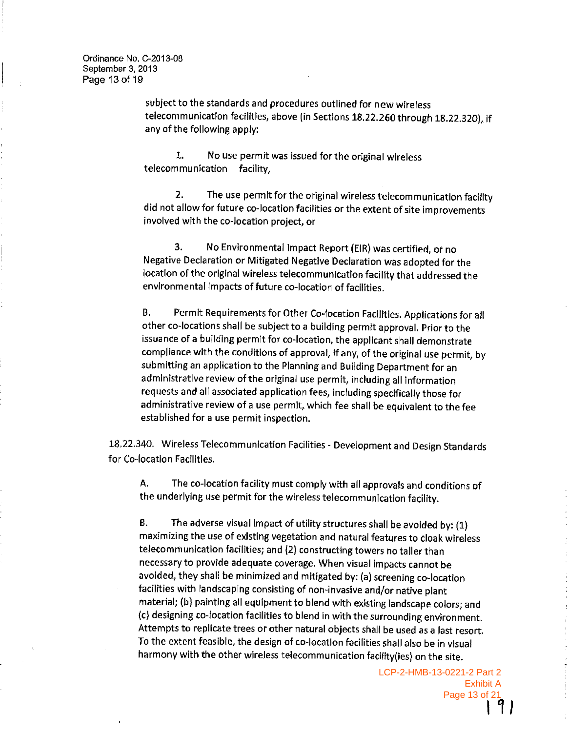subject to the standards and procedures outlined for new wireless telecommunication facilities, above (in Sections 18.22.260 through 18.22.320), if any of the following apply:

1. No use permit was issued for the original wireless telecommunication facility,

2. The use permit for the original wireless telecommunication facility did not allow for future co-location facilities or the extent of site improvements involved with the co-location project, or

3. No Environmental Impact Report (EIR) was certified, or no Negative Declaration or Mitigated Negative Declaration was adopted for the location of the original wireless telecommunication facility that addressed the environmental impacts of future co-location of facilities.

B. Permit Requirements for Other Co-location Facilities. Applications for all other co-locations shall be subject to a building permit approval. Prior to the issuance of a building permit for co-location, the applicant shall demonstrate compliance with the conditions of approval, if any, of the original use permit, by submitting an application to the Planning and Building Department for an administrative review of the original use permit, including all information requests and all associated application fees, including specifically those for administrative review of a use permit, which fee shall be equivalent to the fee established for a use permit inspection.

18.22.340. Wireless Telecommunication Facilities - Development and Design Standards for Co-location Facilities.

A. The co-location facility must comply with all approvals and conditions of the underlying use permit for the wireless telecommunication facility.

B. The adverse visual impact of utility structures shall be avoided by: (1) maximizing the use of existing vegetation and natural features to cloak wireless telecommunication facilities; and (2) constructing towers no taller than necessary to provide adequate coverage. When visual impacts cannot be avoided, they shall be minimized and mitigated by: (a) screening co-location facilities with landscaping consisting of non-invasive and/or native plant material; (b) painting all equipment to blend with existing landscape colors; and (c) designing co-location facilities to blend in with the surrounding environment. Attempts to replicate trees or other natural objects shall be used as a last resort. To the extent feasible, the design of co-location facilities shall also be in visual harmony with the other wireless telecommunication facility(ies) on the site.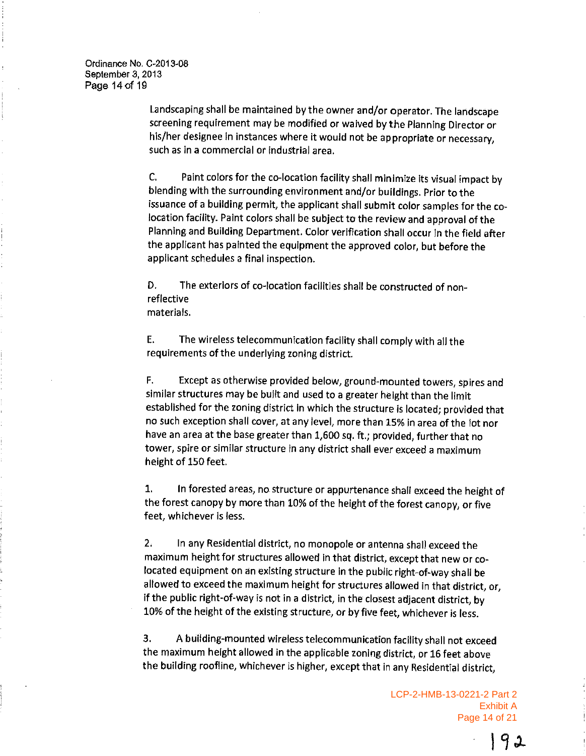Landscaping shall be maintained by the owner and/or operator. The landscape screening requirement may be modified or waived by the Planning Director or his/her designee in instances where it would not be appropriate or necessary, such as in a commercial or industrial area.

C. Paint colors for the co-location facility shall minimize its visual impact by blending with the surrounding environment and/or buildings. Prior to the issuance of a building permit, the applicant shall submit color samples for the co-location facility. Paint colors shall be subject to the review and approval of the Planning and Building Department. Color verification shall occur in the field after the applicant has painted the equipment the approved color, but before the applicant schedules a final inspection.

D. The exteriors of co-location facilities shall be constructed of non-reflective materials.

E. The wireless telecommunication facility shall comply with all the requirements of the underlying zoning district.

F. Except as otherwise provided below, ground-mounted towers, spires and similar structures may be built and used to a greater height than the limit established for the zoning district in which the structure is located; provided that no such exception shall cover, at any level, more than 15% in area of the lot nor have an area at the base greater than 1,600 sq. ft.; provided, further that no tower, spire or similar structure in any district shall ever exceed a maximum height of 150 feet.

1. In forested areas, no structure or appurtenance shall exceed the height of the forest canopy by more than 10% of the height of the forest canopy, or five feet, whichever is less.

2. In any Residential district, no monopole or antenna shall exceed the maximum height for structures allowed in that district, except that new or co-located equipment on an existing structure in the public right-of-way shall be allowed to exceed the maximum height for structures allowed in that district, or, if the public right-of-way is not in a district, in the closest adjacent district, by 10% of the height of the existing structure, or by five feet, whichever is less.

3. A building-mounted wireless telecommunication facility shall not exceed the maximum height allowed in the applicable zoning district, or 16 feet above the building roofline, whichever is higher, except that in any Residential district,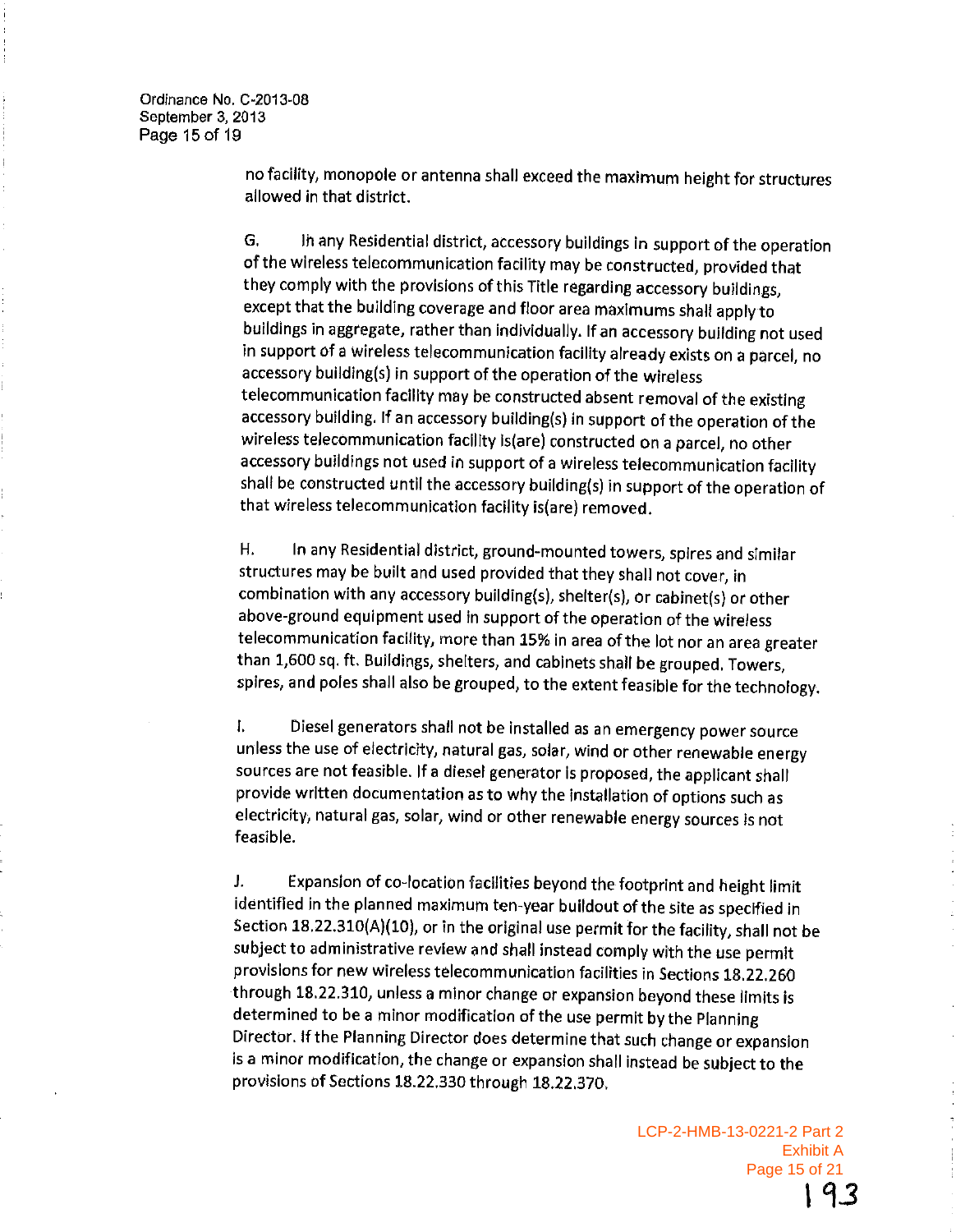no facility, monopole or antenna shall exceed the maximum height for structures allowed in that district.

G. In any Residential district, accessory buildings in support of the operation of the wireless telecommunication facility may be constructed, provided that they comply with the provisions of this Title regarding accessory buildings, except that the building coverage and floor area maximums shall apply to buildings in aggregate, rather than individually. If an accessory building not used in support of a wireless telecommunication facility already exists on a parcel, no accessory building(s) in support of the operation of the wireless telecommunication facility may be constructed absent removal of the existing accessory building. If an accessory building(s) in support of the operation of the wireless telecommunication facility is(are) constructed on a parcel, no other accessory buildings not used in support of a wireless telecommunication facility shall be constructed until the accessory building(s) in support of the operation of that wireless telecommunication facility is(are) removed.

H. In any Residential district, ground-mounted towers, spires and similar structures may be built and used provided that they shall not cover, in combination with any accessory building(s), shelter(s), or cabinet(s) or other above-ground equipment used in support of the operation of the wireless telecommunication facility, more than 15% in area of the lot nor an area greater than 1,600 sq. ft. Buildings, shelters, and cabinets shall be grouped. Towers, spires, and poles shall also be grouped, to the extent feasible for the technology.

I. Diesel generators shall not be installed as an emergency power source unless the use of electricity, natural gas, solar, wind or other renewable energy sources are not feasible. If a diesel generator is proposed, the applicant shall provide written documentation as to why the installation of options such as electricity, natural gas, solar, wind or other renewable energy sources is not feasible.

J. Expansion of co-location facilities beyond the footprint and height limit identified in the planned maximum ten-year buildout of the site as specified in Section 18.22.310(A)(10), or in the original use permit for the facility, shall not be subject to administrative review and shall instead comply with the use permit provisions for new wireless telecommunication facilities in Sections 18.22.260 through 18.22.310, unless a minor change or expansion beyond these limits is determined to be a minor modification of the use permit by the Planning Director. If the Planning Director does determine that such change or expansion is a minor modification, the change or expansion shall instead be subject to the provisions of Sections 18.22.330 through 18.22.370.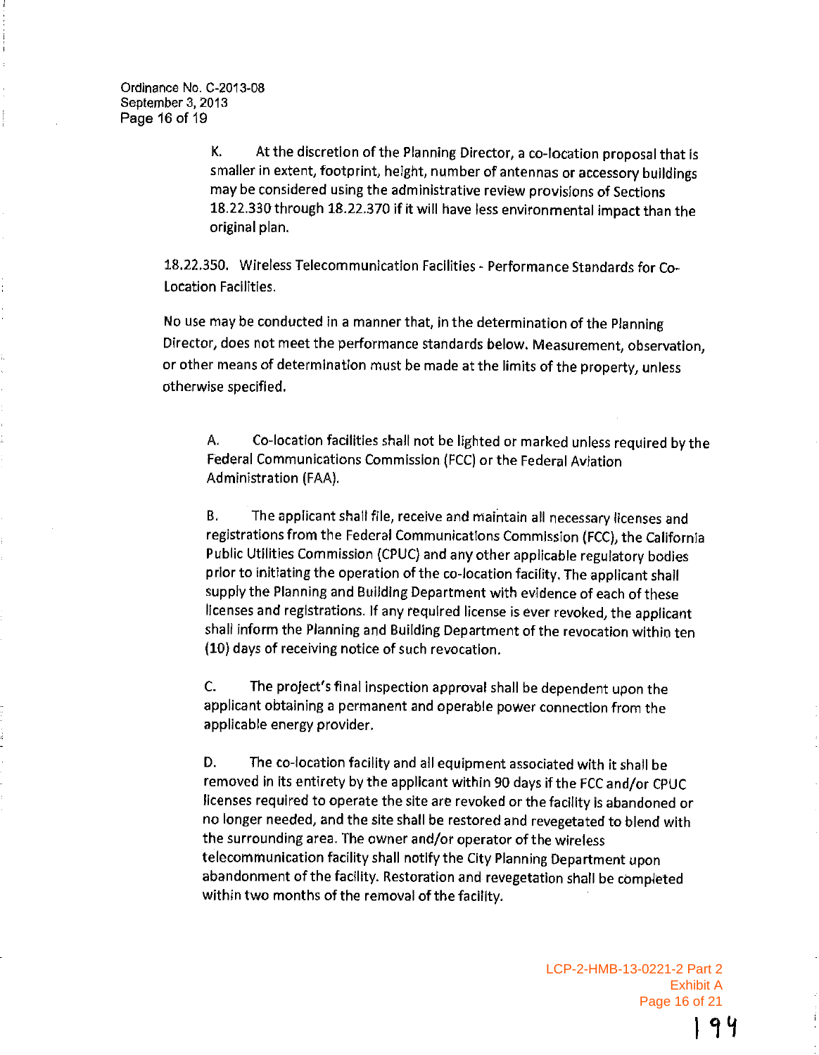K. At the discretion of the Planning Director, a co-location proposal that is smaller in extent, footprint, height, number of antennas or accessory buildings may be considered using the administrative review provisions of Sections 18.22.330 through 18.22.370 if it will have less environmental impact than the original plan.

18.22.350. Wireless Telecommunication Facilities - Performance Standards for Co-Location Facilities.

No use may be conducted in a manner that, in the determination of the Planning Director, does not meet the performance standards below. Measurement, observation, or other means of determination must be made at the limits of the property, unless otherwise specified.

A. Co-location facilities shall not be lighted or marked unless required by the Federal Communications Commission (FCC) or the Federal Aviation Administration (FAA).

B. The applicant shall file, receive and maintain all necessary licenses and registrations from the Federal Communications Commission (FCC), the California Public Utilities Commission (CPUC) and any other applicable regulatory bodies prior to initiating the operation of the co-location facility. The applicant shall supply the Planning and Building Department with evidence of each of these licenses and registrations. If any required license is ever revoked, the applicant shall inform the Planning and Building Department of the revocation within ten (10) days of receiving notice of such revocation.

C. The project's final inspection approval shall be dependent upon the applicant obtaining a permanent and operable power connection from the applicable energy provider.

D. The co-location facility and all equipment associated with it shall be removed in its entirety by the applicant within 90 days if the FCC and/or CPUC licenses required to operate the site are revoked or the facility is abandoned or no longer needed, and the site shall be restored and revegetated to blend with the surrounding area. The owner and/or operator of the wireless telecommunication facility shall notify the City Planning Department upon abandonment of the facility. Restoration and revegetation shall be completed within two months of the removal of the facility.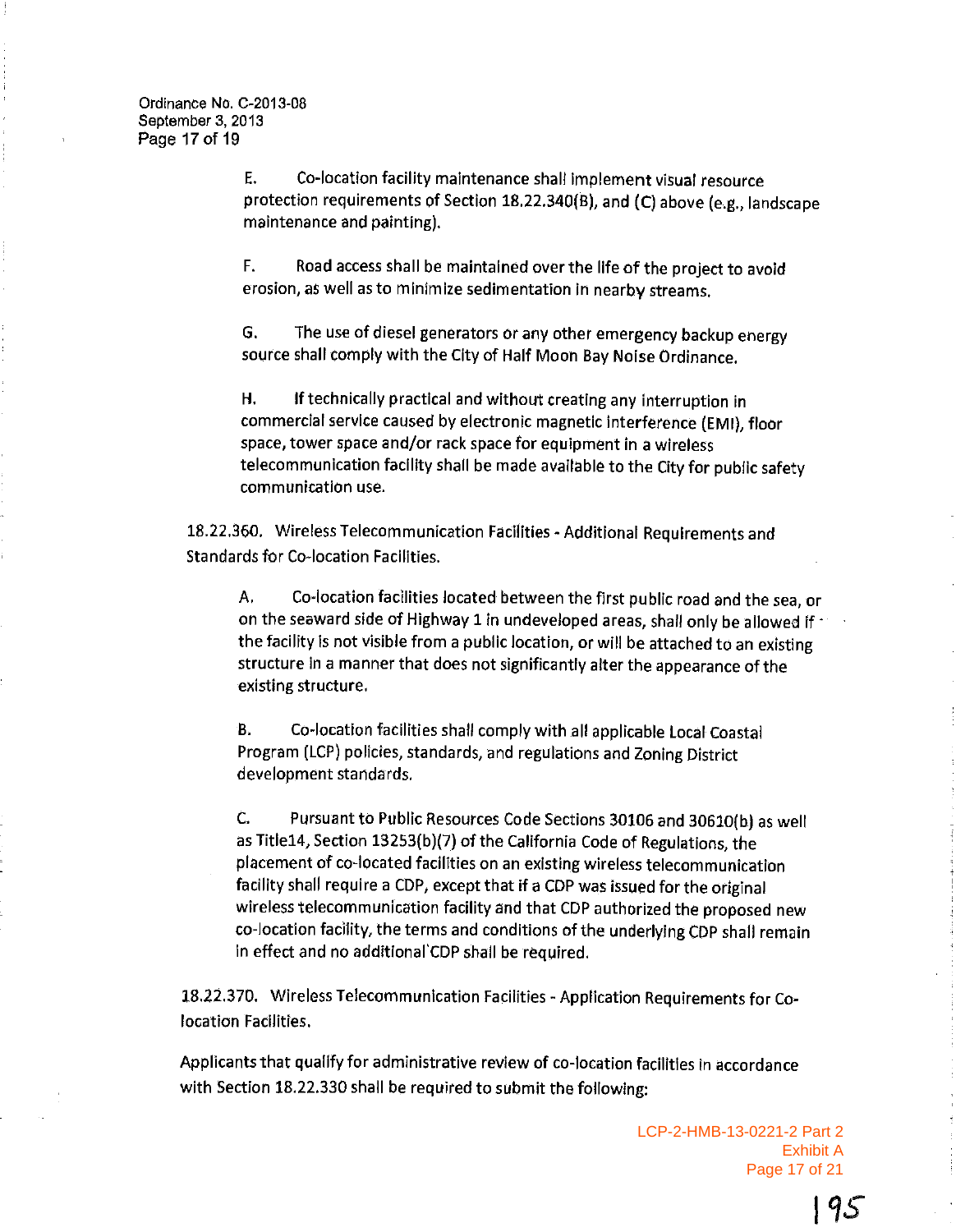E. Co-location facility maintenance shall implement visual resource protection requirements of Section 18.22.340(B), and (C) above (e.g., landscape maintenance and painting).

F. Road access shall be maintained over the life of the project to avoid erosion, as well as to minimize sedimentation in nearby streams.

G. The use of diesel generators or any other emergency backup energy source shall comply with the City of Half Moon Bay Noise Ordinance.

H. If technically practical and without creating any interruption in commercial service caused by electronic magnetic interference (EMI), floor space, tower space and/or rack space for equipment in a wireless telecommunication facility shall be made available to the City for public safety communication use.

18.22.360. Wireless Telecommunication Facilities - Additional Requirements and Standards for Co-location Facilities.

A. Co-location facilities located between the first public road and the sea, or on the seaward side of Highway 1 in undeveloped areas, shall only be allowed if the facility is not visible from a public location, or will be attached to an existing structure in a manner that does not significantly alter the appearance of the existing structure.

B. Co-location facilities shall comply with all applicable Local Coastal Program (LCP) policies, standards, and regulations and Zoning District development standards.

C. Pursuant to Public Resources Code Sections 30106 and 30610(b) as well as Title14, Section 13253(b)(7) of the California Code of Regulations, the placement of co-located facilities on an existing wireless telecommunication facility shall require a CDP, except that if a CDP was issued for the original wireless telecommunication facility and that CDP authorized the proposed new co-location facility, the terms and conditions of the underlying CDP shall remain in effect and no additional CDP shall be required.

18.22.370. Wireless Telecommunication Facilities - Application Requirements for Co-location Facilities.

Applicants that qualify for administrative review of co-location facilities in accordance with Section 18.22.330 shall be required to submit the following: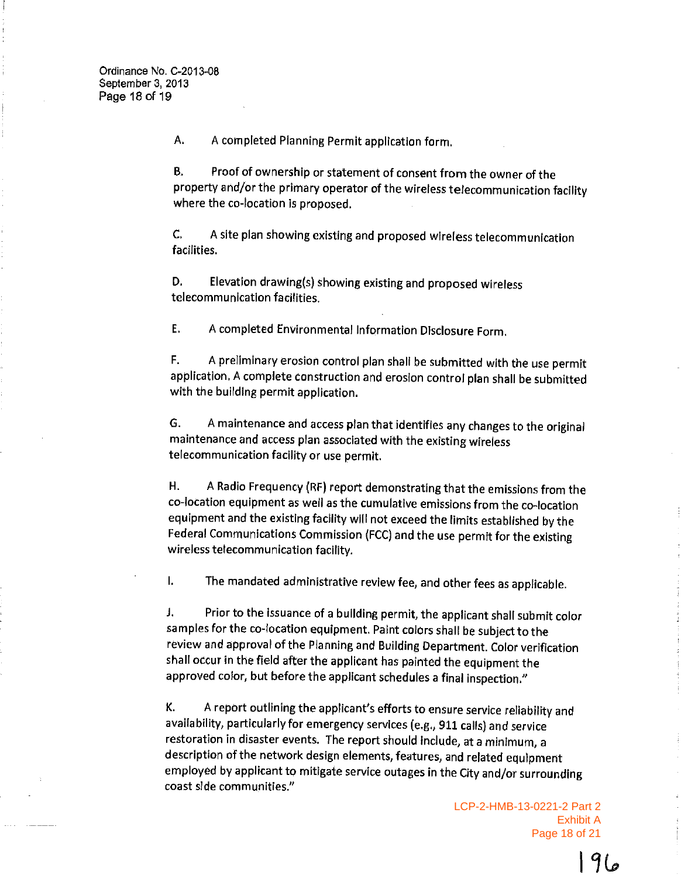A. A completed Planning Permit application form.

B. Proof of ownership or statement of consent from the owner of the property and/or the primary operator of the wireless telecommunication facility where the co-location is proposed.

C. A site plan showing existing and proposed wireless telecommunication facilities.

D. Elevation drawing(s) showing existing and proposed wireless telecommunication facilities.

E. A completed Environmental Information Disclosure Form.

F. A preliminary erosion control plan shall be submitted with the use permit application. A complete construction and erosion control plan shall be submitted with the building permit application.

G. A maintenance and access plan that identifies any changes to the original maintenance and access plan associated with the existing wireless telecommunication facility or use permit.

H. A Radio Frequency (RF) report demonstrating that the emissions from the co-location equipment as well as the cumulative emissions from the co-location equipment and the existing facility will not exceed the limits established by the Federal Communications Commission (FCC) and the use permit for the existing wireless telecommunication facility.

I. The mandated administrative review fee, and other fees as applicable.

J. Prior to the issuance of a building permit, the applicant shall submit color samples for the co-location equipment. Paint colors shall be subject to the review and approval of the Planning and Building Department. Color verification shall occur in the field after the applicant has painted the equipment the approved color, but before the applicant schedules a final inspection."

K. A report outlining the applicant's efforts to ensure service reliability and availability, particularly for emergency services (e.g., 911 calls) and service restoration in disaster events. The report should include, at a minimum, a description of the network design elements, features, and related equipment employed by applicant to mitigate service outages in the City and/or surrounding coast side communities."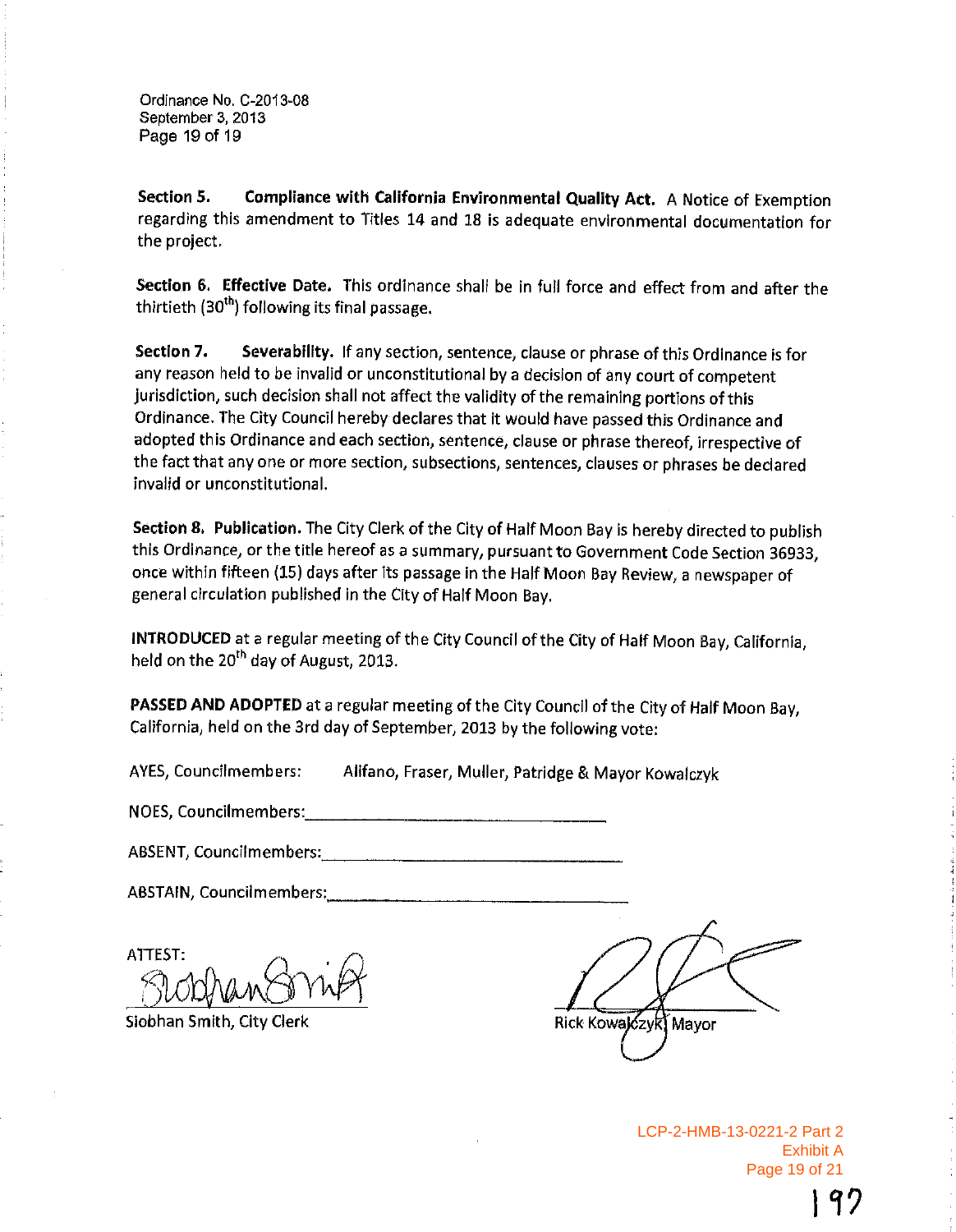**Section 5. Compliance with California Environmental Quality Act.** A Notice of Exemption regarding this amendment to Titles 14 and 18 is adequate environmental documentation for the project.

**Section 6. Effective Date.** This ordinance shall be in full force and effect from and after the thirtieth (30th) following its final passage.

**Section 7. Severability.** If any section, sentence, clause or phrase of this Ordinance is for any reason held to be invalid or unconstitutional by a decision of any court of competent jurisdiction, such decision shall not affect the validity of the remaining portions of this Ordinance. The City Council hereby declares that it would have passed this Ordinance and adopted this Ordinance and each section, sentence, clause or phrase thereof, irrespective of the fact that any one or more section, subsections, sentences, clauses or phrases be declared invalid or unconstitutional.

**Section 8. Publication.** The City Clerk of the City of Half Moon Bay is hereby directed to publish this Ordinance, or the title hereof as a summary, pursuant to Government Code Section 36933, once within fifteen (15) days after its passage in the Half Moon Bay Review, a newspaper of general circulation published in the City of Half Moon Bay.

**INTRODUCED** at a regular meeting of the City Council of the City of Half Moon Bay, California, held on the 20th day of August, 2013.

**PASSED AND ADOPTED** at a regular meeting of the City Council of the City of Half Moon Bay, California, held on the 3rd day of September, 2013 by the following vote:

AYES, Councilmembers: Alifano, Fraser, Muller, Patridge & Mayor Kowalczyk

NOES, Councilmembers:\_\_\_\_\_\_\_\_\_\_\_\_\_\_\_\_\_\_\_\_

ABSENT, Councilmembers:\_\_\_\_\_\_\_\_\_\_\_\_\_\_\_\_\_\_\_\_

ABSTAIN, Councilmembers:\_\_\_\_\_\_\_\_\_\_\_\_\_\_\_\_\_\_\_\_

ATTEST:

Siobhan Smith, City Clerk

Rick Kowalczyk, Mayor

LCP-2-HMB-13-0221-2 Part 2
Exhibit A
Page 19 of 21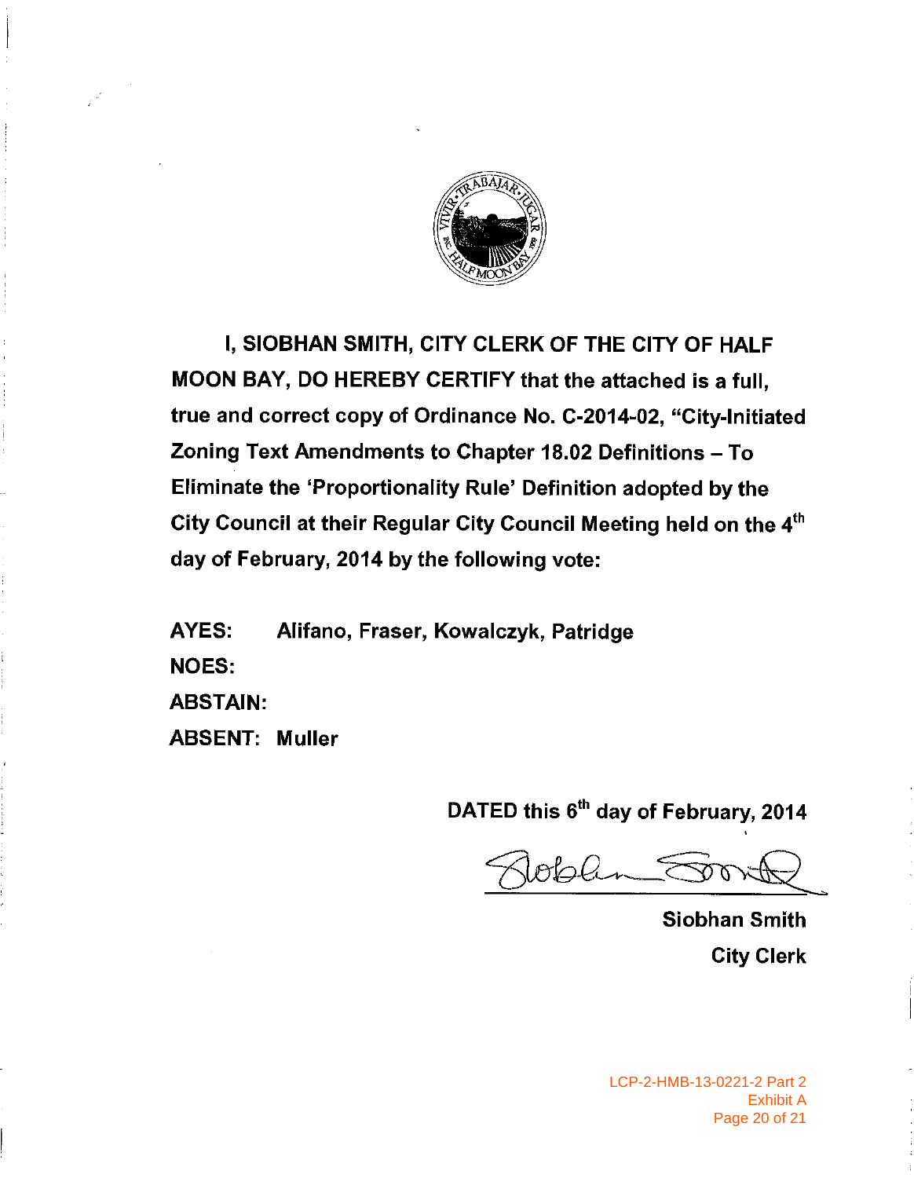I, SIOBHAN SMITH, CITY CLERK OF THE CITY OF HALF MOON BAY, DO HEREBY CERTIFY that the attached is a full, true and correct copy of Ordinance No. C-2014-02, "City-Initiated Zoning Text Amendments to Chapter 18.02 Definitions – To Eliminate the 'Proportionality Rule' Definition adopted by the City Council at their Regular City Council Meeting held on the 4th day of February, 2014 by the following vote:

AYES: Alifano, Fraser, Kowalczyk, Patridge

NOES:

ABSTAIN:

ABSENT: Muller

DATED this 6th day of February, 2014

Siobhan Smith
City Clerk

LCP-2-HMB-13-0221-2 Part 2
Exhibit A
Page 20 of 21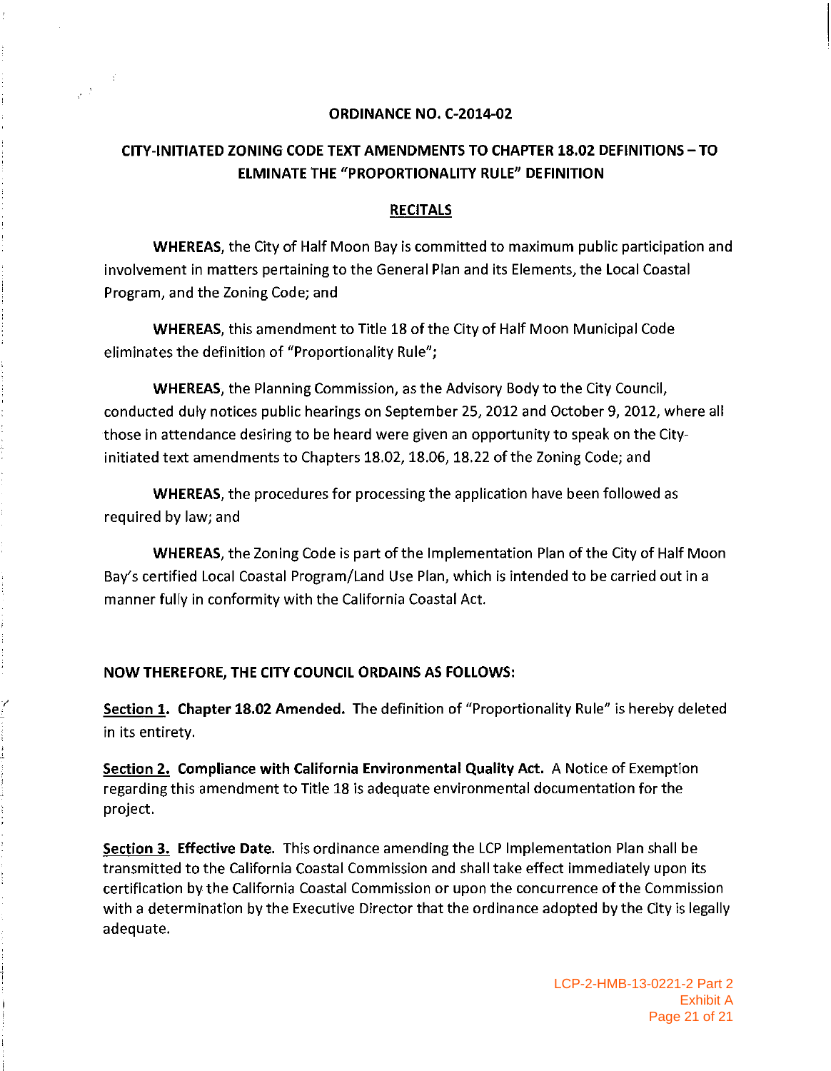**ORDINANCE NO. C-2014-02**

**CITY-INITIATED ZONING CODE TEXT AMENDMENTS TO CHAPTER 18.02 DEFINITIONS – TO ELMINATE THE "PROPORTIONALITY RULE" DEFINITION**

**RECITALS**

**WHEREAS**, the City of Half Moon Bay is committed to maximum public participation and involvement in matters pertaining to the General Plan and its Elements, the Local Coastal Program, and the Zoning Code; and

**WHEREAS**, this amendment to Title 18 of the City of Half Moon Municipal Code eliminates the definition of "Proportionality Rule";

**WHEREAS**, the Planning Commission, as the Advisory Body to the City Council, conducted duly notices public hearings on September 25, 2012 and October 9, 2012, where all those in attendance desiring to be heard were given an opportunity to speak on the City-initiated text amendments to Chapters 18.02, 18.06, 18.22 of the Zoning Code; and

**WHEREAS**, the procedures for processing the application have been followed as required by law; and

**WHEREAS**, the Zoning Code is part of the Implementation Plan of the City of Half Moon Bay's certified Local Coastal Program/Land Use Plan, which is intended to be carried out in a manner fully in conformity with the California Coastal Act.

**NOW THEREFORE, THE CITY COUNCIL ORDAINS AS FOLLOWS:**

**Section 1. Chapter 18.02 Amended.** The definition of "Proportionality Rule" is hereby deleted in its entirety.

**Section 2. Compliance with California Environmental Quality Act.** A Notice of Exemption regarding this amendment to Title 18 is adequate environmental documentation for the project.

**Section 3. Effective Date.** This ordinance amending the LCP Implementation Plan shall be transmitted to the California Coastal Commission and shall take effect immediately upon its certification by the California Coastal Commission or upon the concurrence of the Commission with a determination by the Executive Director that the ordinance adopted by the City is legally adequate.

LCP-2-HMB-13-0221-2 Part 2
Exhibit A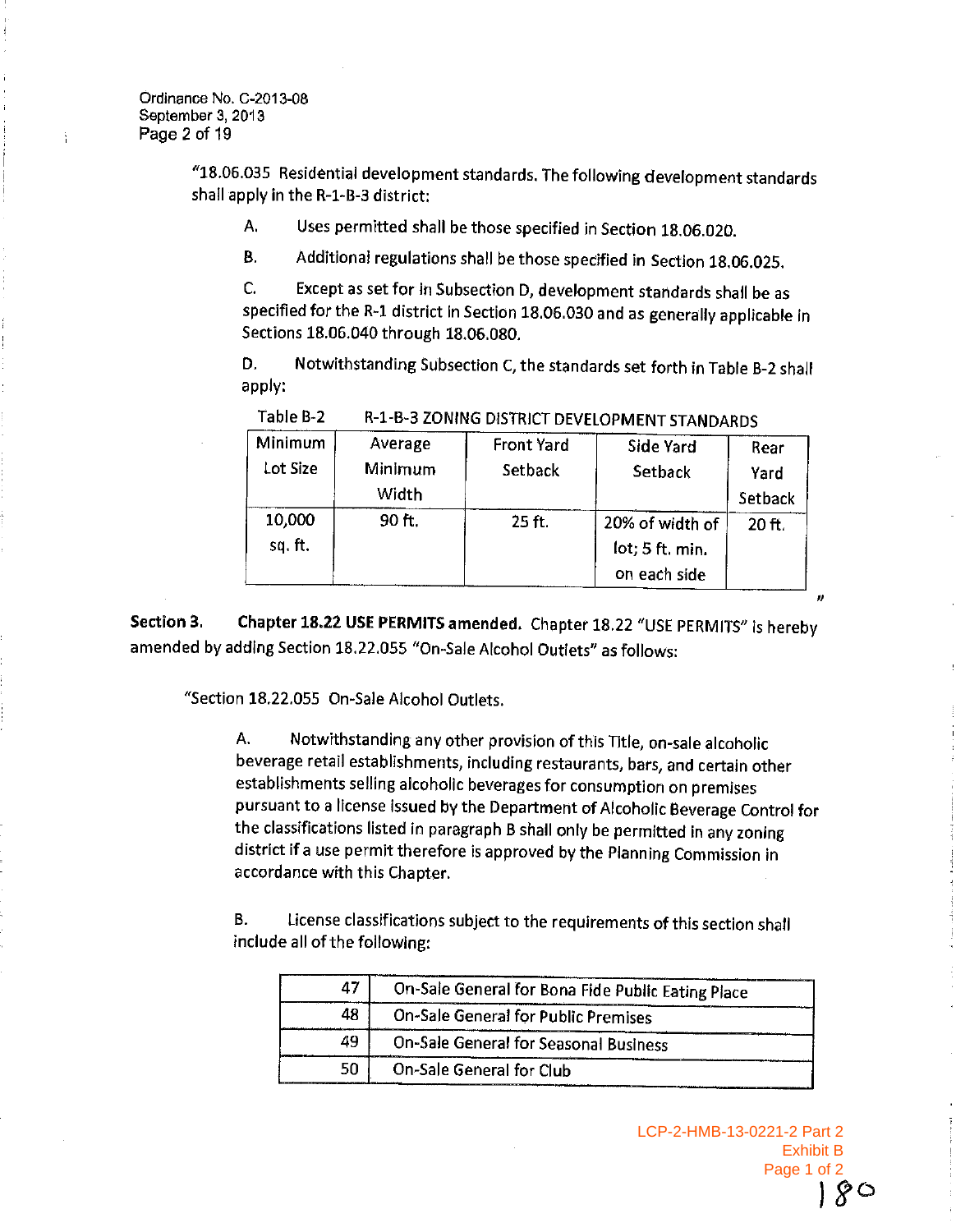Ordinance No. C-2013-08
September 3, 2013

"18.06.035 Residential development standards. The following development standards shall apply in the R-1-B-3 district:

A. Uses permitted shall be those specified in Section 18.06.020.

B. Additional regulations shall be those specified in Section 18.06.025.

C. Except as set for in Subsection D, development standards shall be as specified for the R-1 district in Section 18.06.030 and as generally applicable in Sections 18.06.040 through 18.06.080.

D. Notwithstanding Subsection C, the standards set forth in Table B-2 shall apply:

Table B-2 R-1-B-3 ZONING DISTRICT DEVELOPMENT STANDARDS

| Minimum Lot Size | Average Minimum Width | Front Yard Setback | Side Yard Setback | Rear Yard Setback |
|---|---|---|---|---|
| 10,000 sq. ft. | 90 ft. | 25 ft. | 20% of width of lot; 5 ft. min. on each side | 20 ft. |

"

**Section 3. Chapter 18.22 USE PERMITS amended.** Chapter 18.22 "USE PERMITS" is hereby amended by adding Section 18.22.055 "On-Sale Alcohol Outlets" as follows:

"Section 18.22.055 On-Sale Alcohol Outlets.

A. Notwithstanding any other provision of this Title, on-sale alcoholic beverage retail establishments, including restaurants, bars, and certain other establishments selling alcoholic beverages for consumption on premises pursuant to a license issued by the Department of Alcoholic Beverage Control for the classifications listed in paragraph B shall only be permitted in any zoning district if a use permit therefore is approved by the Planning Commission in accordance with this Chapter.

B. License classifications subject to the requirements of this section shall include all of the following:

| | |
|---|---|
| 47 | On-Sale General for Bona Fide Public Eating Place |
| 48 | On-Sale General for Public Premises |
| 49 | On-Sale General for Seasonal Business |
| 50 | On-Sale General for Club |

LCP-2-HMB-13-0221-2 Part 2
Exhibit B
Page 1 of 2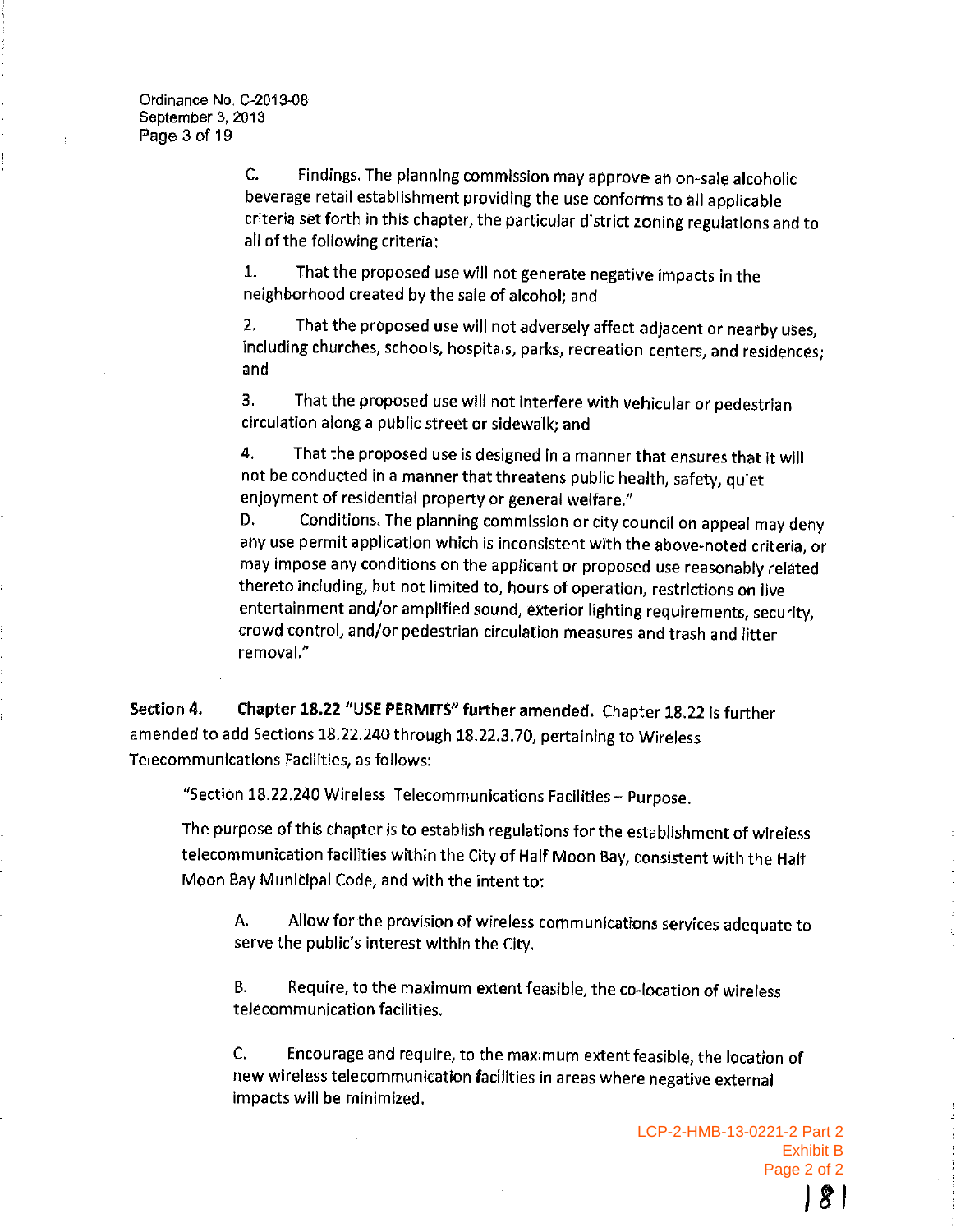C. Findings. The planning commission may approve an on-sale alcoholic beverage retail establishment providing the use conforms to all applicable criteria set forth in this chapter, the particular district zoning regulations and to all of the following criteria:

1. That the proposed use will not generate negative impacts in the neighborhood created by the sale of alcohol; and

2. That the proposed use will not adversely affect adjacent or nearby uses, including churches, schools, hospitals, parks, recreation centers, and residences; and

3. That the proposed use will not interfere with vehicular or pedestrian circulation along a public street or sidewalk; and

4. That the proposed use is designed in a manner that ensures that it will not be conducted in a manner that threatens public health, safety, quiet enjoyment of residential property or general welfare."

D. Conditions. The planning commission or city council on appeal may deny any use permit application which is inconsistent with the above-noted criteria, or may impose any conditions on the applicant or proposed use reasonably related thereto including, but not limited to, hours of operation, restrictions on live entertainment and/or amplified sound, exterior lighting requirements, security, crowd control, and/or pedestrian circulation measures and trash and litter removal."

**Section 4. Chapter 18.22 "USE PERMITS" further amended.** Chapter 18.22 is further amended to add Sections 18.22.240 through 18.22.3.70, pertaining to Wireless Telecommunications Facilities, as follows:

"Section 18.22.240 Wireless Telecommunications Facilities – Purpose.

The purpose of this chapter is to establish regulations for the establishment of wireless telecommunication facilities within the City of Half Moon Bay, consistent with the Half Moon Bay Municipal Code, and with the intent to:

A. Allow for the provision of wireless communications services adequate to serve the public's interest within the City.

B. Require, to the maximum extent feasible, the co-location of wireless telecommunication facilities.

C. Encourage and require, to the maximum extent feasible, the location of new wireless telecommunication facilities in areas where negative external impacts will be minimized.

LCP-2-HMB-13-0221-2 Part 2
Exhibit B
Page 2 of 2